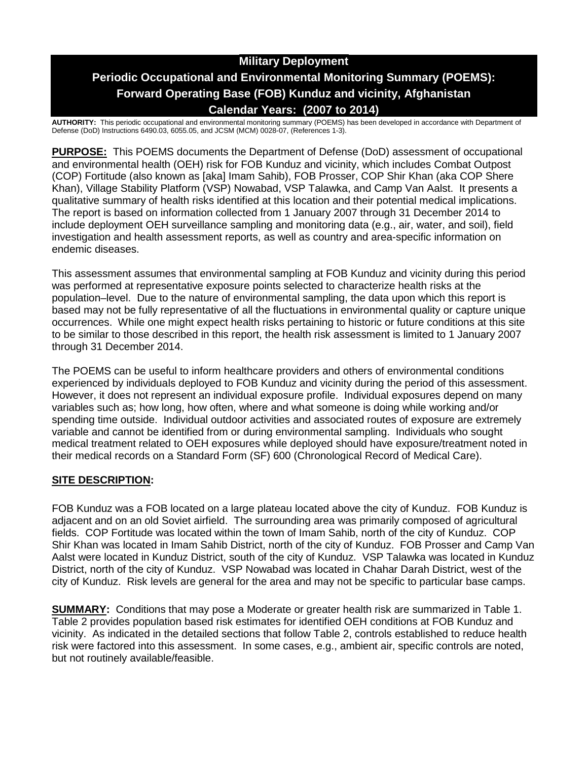# Military Deployment

## Periodic Occupational and Environmental Monitoring Summary (POEMS): Forward Operating Base (FOB) Kunduz and vicinity, Afghanistan

## Calendar Years: (2007 to 2014)

**AUTHORITY:** This periodic occupational and environmental monitoring summary (POEMS) has been developed in accordance with Department of Defense (DoD) Instructions 6490.03, 6055.05, and JCSM (MCM) 0028-07, (References 1-3).

**PURPOSE:** This POEMS documents the Department of Defense (DoD) assessment of occupational and environmental health (OEH) risk for FOB Kunduz and vicinity, which includes Combat Outpost (COP) Fortitude (also known as [aka] Imam Sahib), FOB Prosser, COP Shir Khan (aka COP Shere Khan), Village Stability Platform (VSP) Nowabad, VSP Talawka, and Camp Van Aalst. It presents a qualitative summary of health risks identified at this location and their potential medical implications. The report is based on information collected from 1 January 2007 through 31 December 2014 to include deployment OEH surveillance sampling and monitoring data (e.g., air, water, and soil), field investigation and health assessment reports, as well as country and area-specific information on endemic diseases.

This assessment assumes that environmental sampling at FOB Kunduz and vicinity during this period was performed at representative exposure points selected to characterize health risks at the population–level. Due to the nature of environmental sampling, the data upon which this report is based may not be fully representative of all the fluctuations in environmental quality or capture unique occurrences. While one might expect health risks pertaining to historic or future conditions at this site to be similar to those described in this report, the health risk assessment is limited to 1 January 2007 through 31 December 2014.

The POEMS can be useful to inform healthcare providers and others of environmental conditions experienced by individuals deployed to FOB Kunduz and vicinity during the period of this assessment. However, it does not represent an individual exposure profile. Individual exposures depend on many variables such as; how long, how often, where and what someone is doing while working and/or spending time outside. Individual outdoor activities and associated routes of exposure are extremely variable and cannot be identified from or during environmental sampling. Individuals who sought medical treatment related to OEH exposures while deployed should have exposure/treatment noted in their medical records on a Standard Form (SF) 600 (Chronological Record of Medical Care).

**SITE DESCRIPTION:**

FOB Kunduz was a FOB located on a large plateau located above the city of Kunduz. FOB Kunduz is adjacent and on an old Soviet airfield. The surrounding area was primarily composed of agricultural fields. COP Fortitude was located within the town of Imam Sahib, north of the city of Kunduz. COP Shir Khan was located in Imam Sahib District, north of the city of Kunduz. FOB Prosser and Camp Van Aalst were located in Kunduz District, south of the city of Kunduz. VSP Talawka was located in Kunduz District, north of the city of Kunduz. VSP Nowabad was located in Chahar Darah District, west of the city of Kunduz. Risk levels are general for the area and may not be specific to particular base camps.

**SUMMARY:** Conditions that may pose a Moderate or greater health risk are summarized in Table 1. Table 2 provides population based risk estimates for identified OEH conditions at FOB Kunduz and vicinity. As indicated in the detailed sections that follow Table 2, controls established to reduce health risk were factored into this assessment. In some cases, e.g., ambient air, specific controls are noted, but not routinely available/feasible.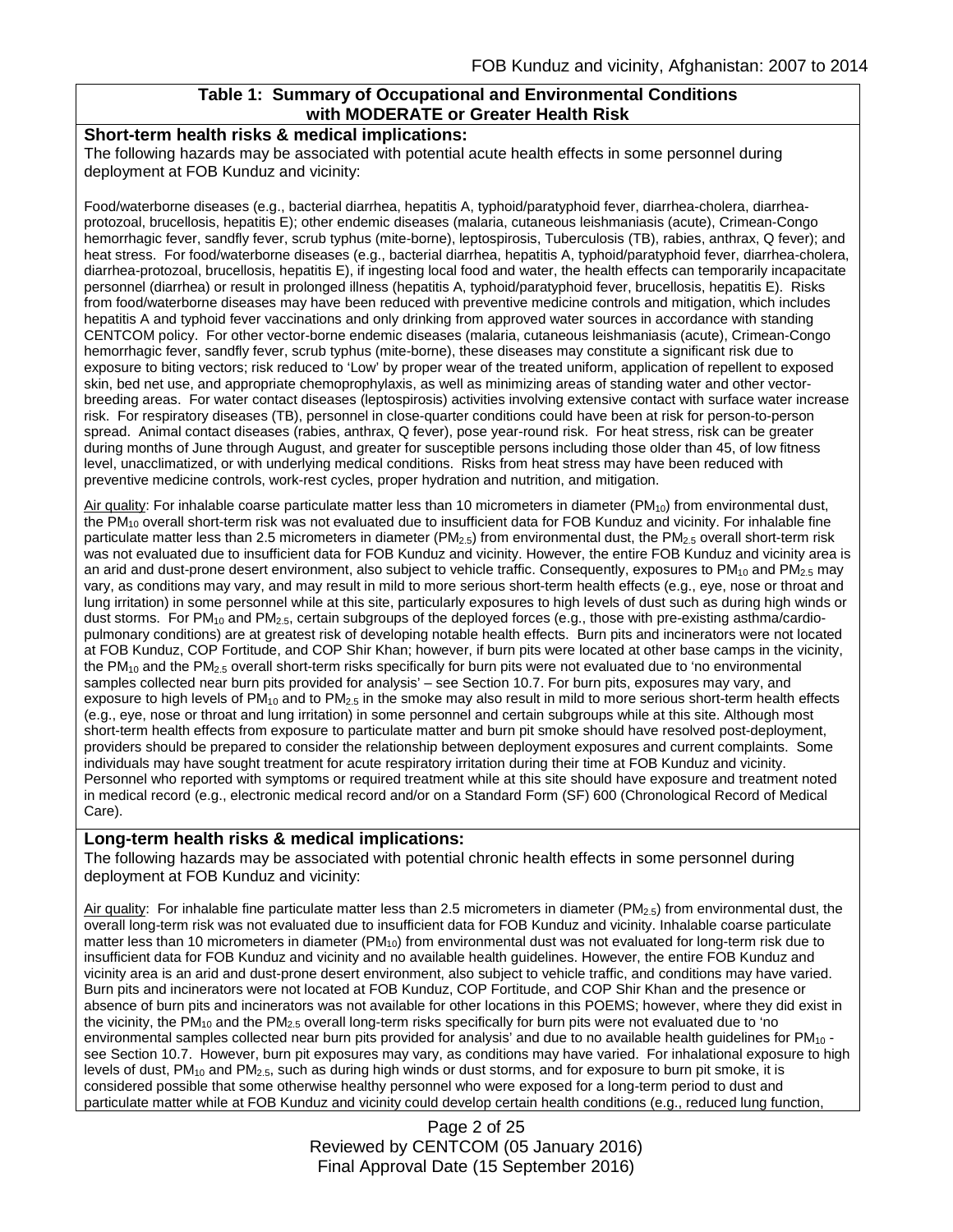## Table 1: Summary of Occupational and Environmental Conditions with MODERATE or Greater Health Risk

**Short-term health risks & medical implications:**

The following hazards may be associated with potential acute health effects in some personnel during deployment at FOB Kunduz and vicinity:

Food/waterborne diseases (e.g., bacterial diarrhea, hepatitis A, typhoid/paratyphoid fever, diarrhea-cholera, diarrhea-protozoal, brucellosis, hepatitis E); other endemic diseases (malaria, cutaneous leishmaniasis (acute), Crimean-Congo hemorrhagic fever, sandfly fever, scrub typhus (mite-borne), leptospirosis, Tuberculosis (TB), rabies, anthrax, Q fever); and heat stress. For food/waterborne diseases (e.g., bacterial diarrhea, hepatitis A, typhoid/paratyphoid fever, diarrhea-cholera, diarrhea-protozoal, brucellosis, hepatitis E), if ingesting local food and water, the health effects can temporarily incapacitate personnel (diarrhea) or result in prolonged illness (hepatitis A, typhoid/paratyphoid fever, brucellosis, hepatitis E). Risks from food/waterborne diseases may have been reduced with preventive medicine controls and mitigation, which includes hepatitis A and typhoid fever vaccinations and only drinking from approved water sources in accordance with standing CENTCOM policy. For other vector-borne endemic diseases (malaria, cutaneous leishmaniasis (acute), Crimean-Congo hemorrhagic fever, sandfly fever, scrub typhus (mite-borne), these diseases may constitute a significant risk due to exposure to biting vectors; risk reduced to 'Low' by proper wear of the treated uniform, application of repellent to exposed skin, bed net use, and appropriate chemoprophylaxis, as well as minimizing areas of standing water and other vector-breeding areas. For water contact diseases (leptospirosis) activities involving extensive contact with surface water increase risk. For respiratory diseases (TB), personnel in close-quarter conditions could have been at risk for person-to-person spread. Animal contact diseases (rabies, anthrax, Q fever), pose year-round risk. For heat stress, risk can be greater during months of June through August, and greater for susceptible persons including those older than 45, of low fitness level, unacclimatized, or with underlying medical conditions. Risks from heat stress may have been reduced with preventive medicine controls, work-rest cycles, proper hydration and nutrition, and mitigation.

Air quality: For inhalable coarse particulate matter less than 10 micrometers in diameter ($PM_{10}$) from environmental dust, the $PM_{10}$ overall short-term risk was not evaluated due to insufficient data for FOB Kunduz and vicinity. For inhalable fine particulate matter less than 2.5 micrometers in diameter ($PM_{2.5}$) from environmental dust, the $PM_{2.5}$ overall short-term risk was not evaluated due to insufficient data for FOB Kunduz and vicinity. However, the entire FOB Kunduz and vicinity area is an arid and dust-prone desert environment, also subject to vehicle traffic. Consequently, exposures to $PM_{10}$ and $PM_{2.5}$ may vary, as conditions may vary, and may result in mild to more serious short-term health effects (e.g., eye, nose or throat and lung irritation) in some personnel while at this site, particularly exposures to high levels of dust such as during high winds or dust storms. For $PM_{10}$ and $PM_{2.5}$, certain subgroups of the deployed forces (e.g., those with pre-existing asthma/cardio-pulmonary conditions) are at greatest risk of developing notable health effects. Burn pits and incinerators were not located at FOB Kunduz, COP Fortitude, and COP Shir Khan; however, if burn pits were located at other base camps in the vicinity, the $PM_{10}$ and the $PM_{2.5}$ overall short-term risks specifically for burn pits were not evaluated due to 'no environmental samples collected near burn pits provided for analysis' – see Section 10.7. For burn pits, exposures may vary, and exposure to high levels of $PM_{10}$ and to $PM_{2.5}$ in the smoke may also result in mild to more serious short-term health effects (e.g., eye, nose or throat and lung irritation) in some personnel and certain subgroups while at this site. Although most short-term health effects from exposure to particulate matter and burn pit smoke should have resolved post-deployment, providers should be prepared to consider the relationship between deployment exposures and current complaints. Some individuals may have sought treatment for acute respiratory irritation during their time at FOB Kunduz and vicinity. Personnel who reported with symptoms or required treatment while at this site should have exposure and treatment noted in medical record (e.g., electronic medical record and/or on a Standard Form (SF) 600 (Chronological Record of Medical Care).

**Long-term health risks & medical implications:**

The following hazards may be associated with potential chronic health effects in some personnel during deployment at FOB Kunduz and vicinity:

Air quality: For inhalable fine particulate matter less than 2.5 micrometers in diameter ($PM_{2.5}$) from environmental dust, the overall long-term risk was not evaluated due to insufficient data for FOB Kunduz and vicinity. Inhalable coarse particulate matter less than 10 micrometers in diameter ($PM_{10}$) from environmental dust was not evaluated for long-term risk due to insufficient data for FOB Kunduz and vicinity and no available health guidelines. However, the entire FOB Kunduz and vicinity area is an arid and dust-prone desert environment, also subject to vehicle traffic, and conditions may have varied. Burn pits and incinerators were not located at FOB Kunduz, COP Fortitude, and COP Shir Khan and the presence or absence of burn pits and incinerators was not available for other locations in this POEMS; however, where they did exist in the vicinity, the $PM_{10}$ and the $PM_{2.5}$ overall long-term risks specifically for burn pits were not evaluated due to 'no environmental samples collected near burn pits provided for analysis' and due to no available health guidelines for $PM_{10}$ - see Section 10.7. However, burn pit exposures may vary, as conditions may have varied. For inhalational exposure to high levels of dust, $PM_{10}$ and $PM_{2.5}$, such as during high winds or dust storms, and for exposure to burn pit smoke, it is considered possible that some otherwise healthy personnel who were exposed for a long-term period to dust and particulate matter while at FOB Kunduz and vicinity could develop certain health conditions (e.g., reduced lung function,

Reviewed by CENTCOM (05 January 2016)
Final Approval Date (15 September 2016)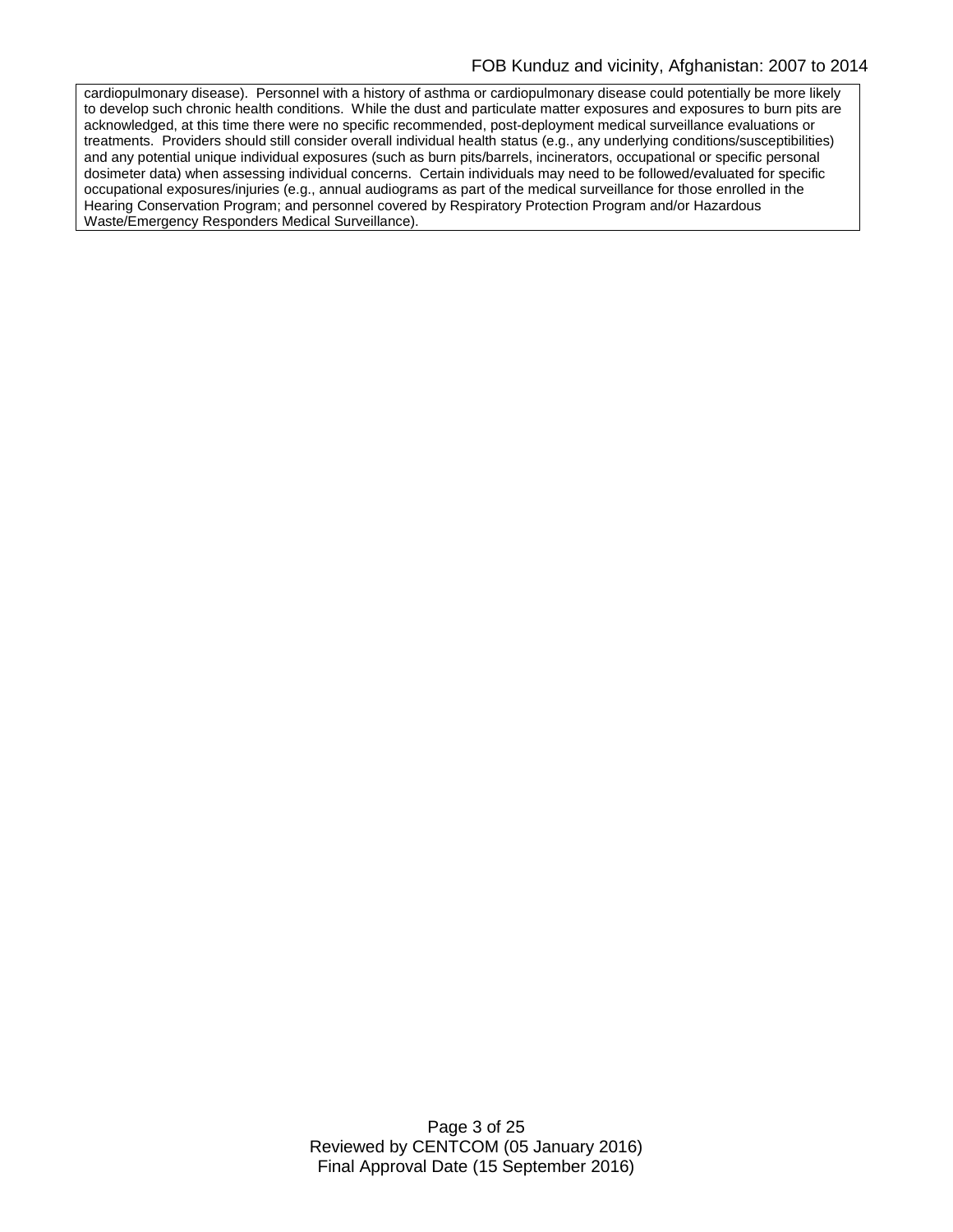cardiopulmonary disease). Personnel with a history of asthma or cardiopulmonary disease could potentially be more likely to develop such chronic health conditions. While the dust and particulate matter exposures and exposures to burn pits are acknowledged, at this time there were no specific recommended, post-deployment medical surveillance evaluations or treatments. Providers should still consider overall individual health status (e.g., any underlying conditions/susceptibilities) and any potential unique individual exposures (such as burn pits/barrels, incinerators, occupational or specific personal dosimeter data) when assessing individual concerns. Certain individuals may need to be followed/evaluated for specific occupational exposures/injuries (e.g., annual audiograms as part of the medical surveillance for those enrolled in the Hearing Conservation Program; and personnel covered by Respiratory Protection Program and/or Hazardous Waste/Emergency Responders Medical Surveillance).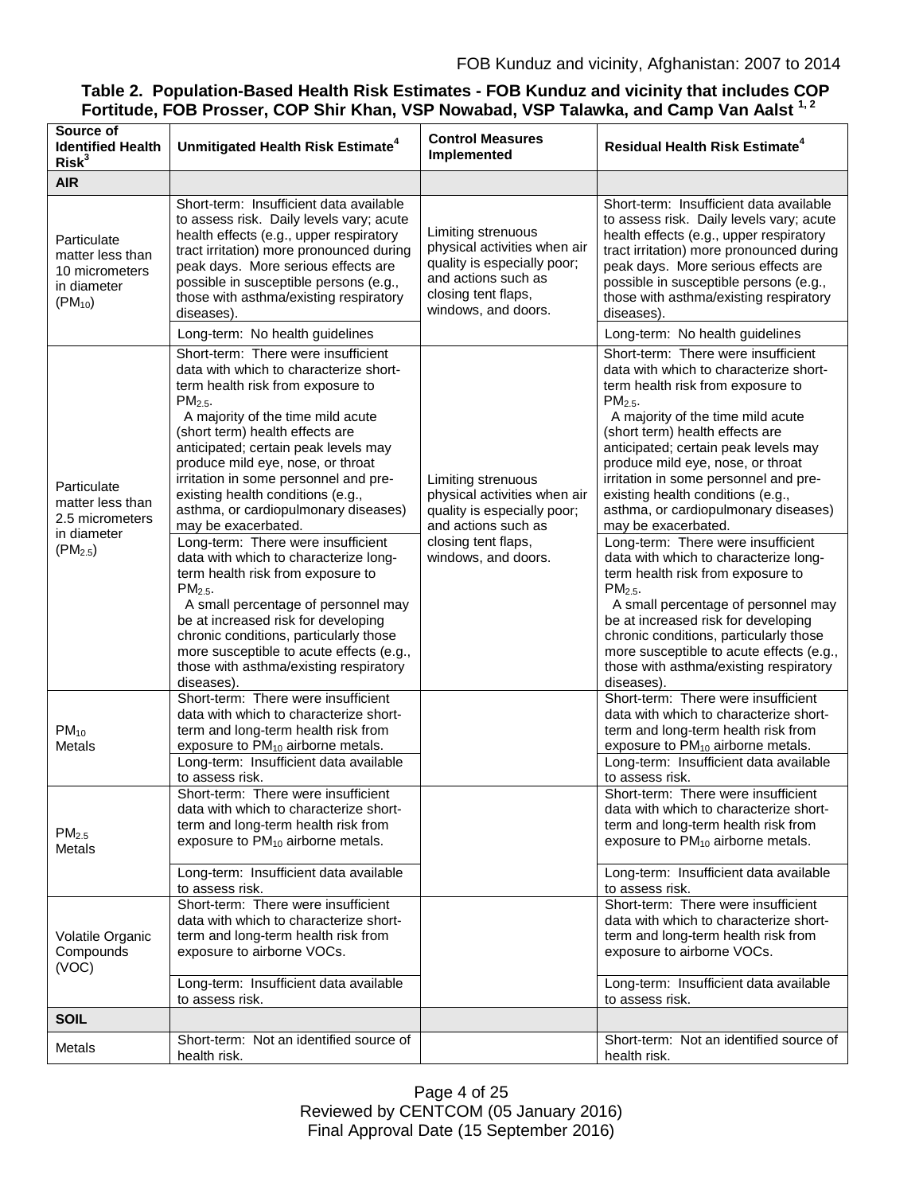**Table 2. Population-Based Health Risk Estimates - FOB Kunduz and vicinity that includes COP Fortitude, FOB Prosser, COP Shir Khan, VSP Nowabad, VSP Talawka, and Camp Van Aalst [1, 2]**

| Source of Identified Health Risk[3] | Unmitigated Health Risk Estimate[4] | Control Measures Implemented | Residual Health Risk Estimate[4] |
|---|---|---|---|
| **AIR** | | | |
| Particulate matter less than 10 micrometers in diameter ($PM_{10}$) | Short-term: Insufficient data available to assess risk. Daily levels vary; acute health effects (e.g., upper respiratory tract irritation) more pronounced during peak days. More serious effects are possible in susceptible persons (e.g., those with asthma/existing respiratory diseases). | Limiting strenuous physical activities when air quality is especially poor; and actions such as closing tent flaps, windows, and doors. | Short-term: Insufficient data available to assess risk. Daily levels vary; acute health effects (e.g., upper respiratory tract irritation) more pronounced during peak days. More serious effects are possible in susceptible persons (e.g., those with asthma/existing respiratory diseases). |
| | Long-term: No health guidelines | | Long-term: No health guidelines |
| Particulate matter less than 2.5 micrometers in diameter ($PM_{2.5}$) | Short-term: There were insufficient data with which to characterize short-term health risk from exposure to $PM_{2.5}$. A majority of the time mild acute (short term) health effects are anticipated; certain peak levels may produce mild eye, nose, or throat irritation in some personnel and pre-existing health conditions (e.g., asthma, or cardiopulmonary diseases) may be exacerbated. | Limiting strenuous physical activities when air quality is especially poor; and actions such as closing tent flaps, windows, and doors. | Short-term: There were insufficient data with which to characterize short-term health risk from exposure to $PM_{2.5}$. A majority of the time mild acute (short term) health effects are anticipated; certain peak levels may produce mild eye, nose, or throat irritation in some personnel and pre-existing health conditions (e.g., asthma, or cardiopulmonary diseases) may be exacerbated. |
| | Long-term: There were insufficient data with which to characterize long-term health risk from exposure to $PM_{2.5}$. A small percentage of personnel may be at increased risk for developing chronic conditions, particularly those more susceptible to acute effects (e.g., those with asthma/existing respiratory diseases). | | Long-term: There were insufficient data with which to characterize long-term health risk from exposure to $PM_{2.5}$. A small percentage of personnel may be at increased risk for developing chronic conditions, particularly those more susceptible to acute effects (e.g., those with asthma/existing respiratory diseases). |
| $PM_{10}$ Metals | Short-term: There were insufficient data with which to characterize short-term and long-term health risk from exposure to $PM_{10}$ airborne metals. | | Short-term: There were insufficient data with which to characterize short-term and long-term health risk from exposure to $PM_{10}$ airborne metals. |
| | Long-term: Insufficient data available to assess risk. | | Long-term: Insufficient data available to assess risk. |
| $PM_{2.5}$ Metals | Short-term: There were insufficient data with which to characterize short-term and long-term health risk from exposure to $PM_{10}$ airborne metals. | | Short-term: There were insufficient data with which to characterize short-term and long-term health risk from exposure to $PM_{10}$ airborne metals. |
| | Long-term: Insufficient data available to assess risk. | | Long-term: Insufficient data available to assess risk. |
| Volatile Organic Compounds (VOC) | Short-term: There were insufficient data with which to characterize short-term and long-term health risk from exposure to airborne VOCs. | | Short-term: There were insufficient data with which to characterize short-term and long-term health risk from exposure to airborne VOCs. |
| | Long-term: Insufficient data available to assess risk. | | Long-term: Insufficient data available to assess risk. |
| **SOIL** | | | |
| Metals | Short-term: Not an identified source of health risk. | | Short-term: Not an identified source of health risk. |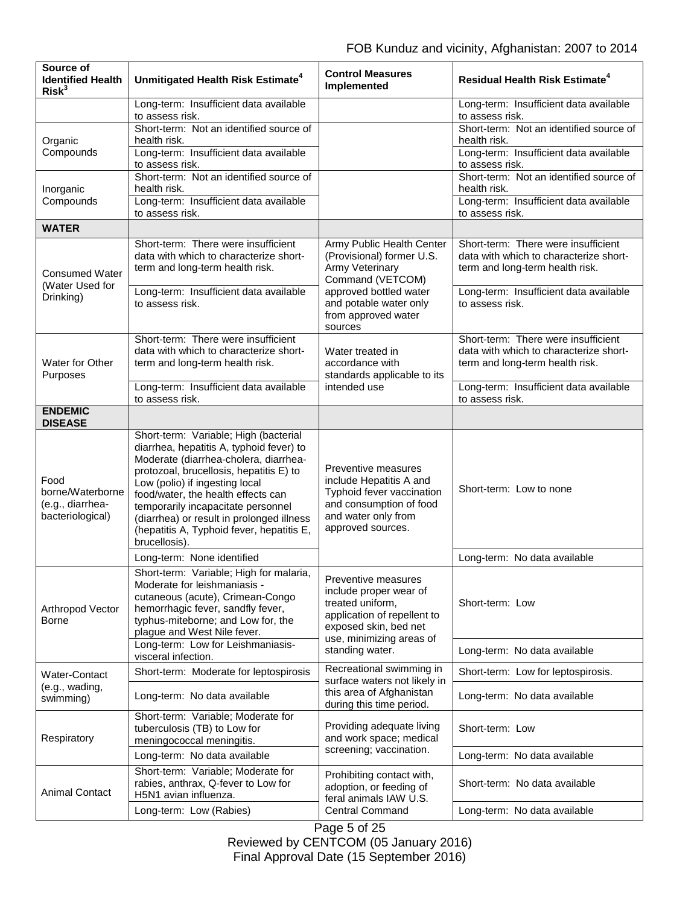| Source of Identified Health Risk[3] | Unmitigated Health Risk Estimate[4] | Control Measures Implemented | Residual Health Risk Estimate[4] |
|---|---|---|---|
| | Long-term: Insufficient data available to assess risk. | | Long-term: Insufficient data available to assess risk. |
| Organic Compounds | Short-term: Not an identified source of health risk. | | Short-term: Not an identified source of health risk. |
| | Long-term: Insufficient data available to assess risk. | | Long-term: Insufficient data available to assess risk. |
| Inorganic Compounds | Short-term: Not an identified source of health risk. | | Short-term: Not an identified source of health risk. |
| | Long-term: Insufficient data available to assess risk. | | Long-term: Insufficient data available to assess risk. |
| **WATER** | | | |
| Consumed Water (Water Used for Drinking) | Short-term: There were insufficient data with which to characterize short-term and long-term health risk. | Army Public Health Center (Provisional) former U.S. Army Veterinary Command (VETCOM) approved bottled water and potable water only from approved water sources | Short-term: There were insufficient data with which to characterize short-term and long-term health risk. |
| | Long-term: Insufficient data available to assess risk. | | Long-term: Insufficient data available to assess risk. |
| Water for Other Purposes | Short-term: There were insufficient data with which to characterize short-term and long-term health risk. | Water treated in accordance with standards applicable to its intended use | Short-term: There were insufficient data with which to characterize short-term and long-term health risk. |
| | Long-term: Insufficient data available to assess risk. | | Long-term: Insufficient data available to assess risk. |
| **ENDEMIC DISEASE** | | | |
| Food borne/Waterborne (e.g., diarrhea-bacteriological) | Short-term: Variable; High (bacterial diarrhea, hepatitis A, typhoid fever) to Moderate (diarrhea-cholera, diarrhea-protozoal, brucellosis, hepatitis E) to Low (polio) if ingesting local food/water, the health effects can temporarily incapacitate personnel (diarrhea) or result in prolonged illness (hepatitis A, Typhoid fever, hepatitis E, brucellosis). | Preventive measures include Hepatitis A and Typhoid fever vaccination and consumption of food and water only from approved sources. | Short-term: Low to none |
| | Long-term: None identified | | Long-term: No data available |
| Arthropod Vector Borne | Short-term: Variable; High for malaria, Moderate for leishmaniasis - cutaneous (acute), Crimean-Congo hemorrhagic fever, sandfly fever, typhus-miteborne; and Low for, the plague and West Nile fever. | Preventive measures include proper wear of treated uniform, application of repellent to exposed skin, bed net use, minimizing areas of standing water. | Short-term: Low |
| | Long-term: Low for Leishmaniasis-visceral infection. | | Long-term: No data available |
| Water-Contact (e.g., wading, swimming) | Short-term: Moderate for leptospirosis | Recreational swimming in surface waters not likely in this area of Afghanistan during this time period. | Short-term: Low for leptospirosis. |
| | Long-term: No data available | | Long-term: No data available |
| Respiratory | Short-term: Variable; Moderate for tuberculosis (TB) to Low for meningococcal meningitis. | Providing adequate living and work space; medical screening; vaccination. | Short-term: Low |
| | Long-term: No data available | | Long-term: No data available |
| Animal Contact | Short-term: Variable; Moderate for rabies, anthrax, Q-fever to Low for H5N1 avian influenza. | Prohibiting contact with, adoption, or feeding of feral animals IAW U.S. Central Command | Short-term: No data available |
| | Long-term: Low (Rabies) | | Long-term: No data available |

Reviewed by CENTCOM (05 January 2016)
Final Approval Date (15 September 2016)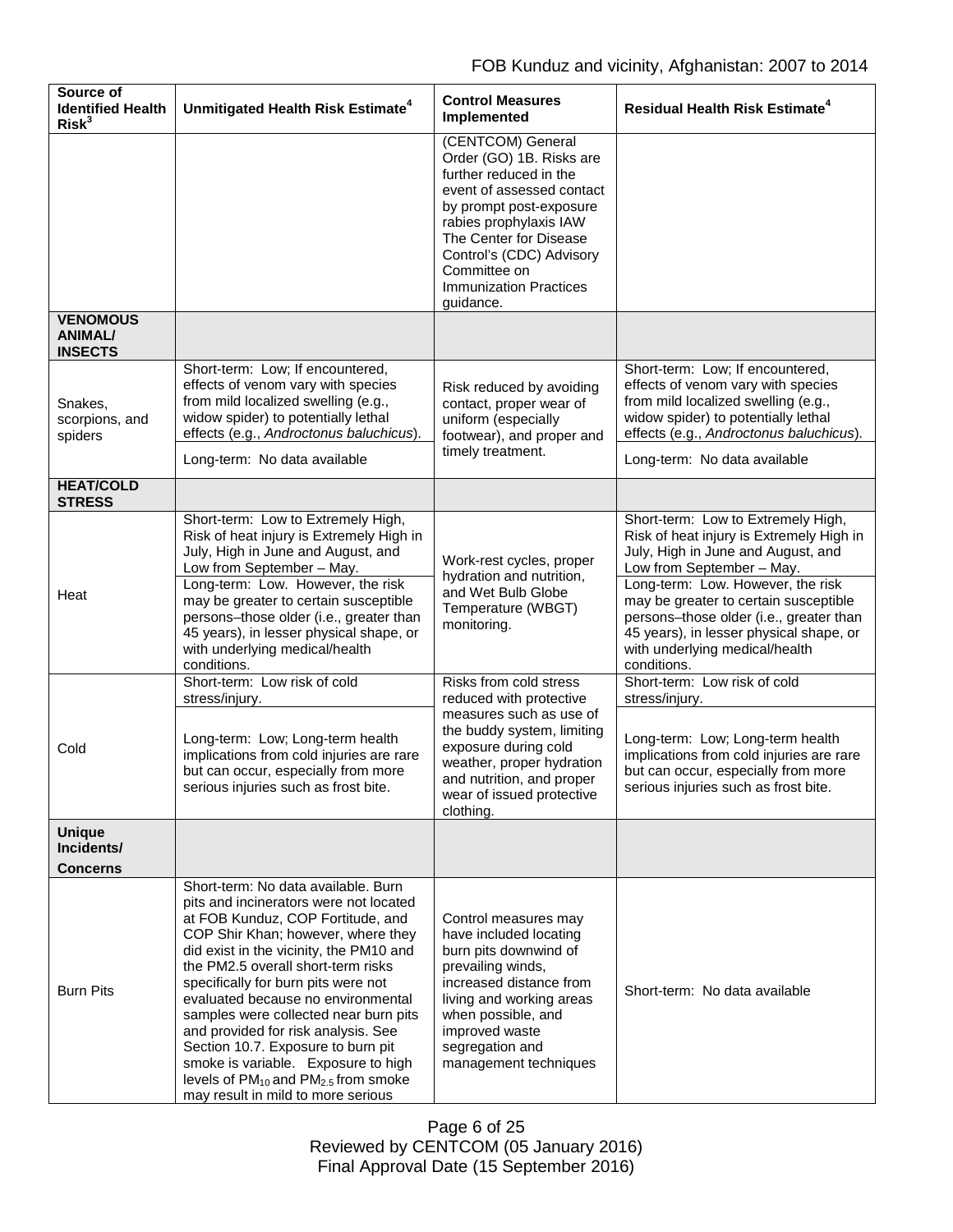| Source of Identified Health Risk[3] | Unmitigated Health Risk Estimate[4] | Control Measures Implemented | Residual Health Risk Estimate[4] |
|---|---|---|---|
| | | (CENTCOM) General Order (GO) 1B. Risks are further reduced in the event of assessed contact by prompt post-exposure rabies prophylaxis IAW The Center for Disease Control's (CDC) Advisory Committee on Immunization Practices guidance. | |
| **VENOMOUS ANIMAL/ INSECTS** | | | |
| Snakes, scorpions, and spiders | Short-term: Low; If encountered, effects of venom vary with species from mild localized swelling (e.g., widow spider) to potentially lethal effects (e.g., *Androctonus baluchicus*).<br><br>Long-term: No data available | Risk reduced by avoiding contact, proper wear of uniform (especially footwear), and proper and timely treatment. | Short-term: Low; If encountered, effects of venom vary with species from mild localized swelling (e.g., widow spider) to potentially lethal effects (e.g., *Androctonus baluchicus*).<br><br>Long-term: No data available |
| **HEAT/COLD STRESS** | | | |
| Heat | Short-term: Low to Extremely High, Risk of heat injury is Extremely High in July, High in June and August, and Low from September – May.<br><br>Long-term: Low. However, the risk may be greater to certain susceptible persons–those older (i.e., greater than 45 years), in lesser physical shape, or with underlying medical/health conditions. | Work-rest cycles, proper hydration and nutrition, and Wet Bulb Globe Temperature (WBGT) monitoring. | Short-term: Low to Extremely High, Risk of heat injury is Extremely High in July, High in June and August, and Low from September – May.<br><br>Long-term: Low. However, the risk may be greater to certain susceptible persons–those older (i.e., greater than 45 years), in lesser physical shape, or with underlying medical/health conditions. |
| Cold | Short-term: Low risk of cold stress/injury.<br><br>Long-term: Low; Long-term health implications from cold injuries are rare but can occur, especially from more serious injuries such as frost bite. | Risks from cold stress reduced with protective measures such as use of the buddy system, limiting exposure during cold weather, proper hydration and nutrition, and proper wear of issued protective clothing. | Short-term: Low risk of cold stress/injury.<br><br>Long-term: Low; Long-term health implications from cold injuries are rare but can occur, especially from more serious injuries such as frost bite. |
| **Unique Incidents/ Concerns** | | | |
| Burn Pits | Short-term: No data available. Burn pits and incinerators were not located at FOB Kunduz, COP Fortitude, and COP Shir Khan; however, where they did exist in the vicinity, the PM10 and the PM2.5 overall short-term risks specifically for burn pits were not evaluated because no environmental samples were collected near burn pits and provided for risk analysis. See Section 10.7. Exposure to burn pit smoke is variable. Exposure to high levels of $PM_{10}$ and $PM_{2.5}$ from smoke may result in mild to more serious | Control measures may have included locating burn pits downwind of prevailing winds, increased distance from living and working areas when possible, and improved waste segregation and management techniques | Short-term: No data available |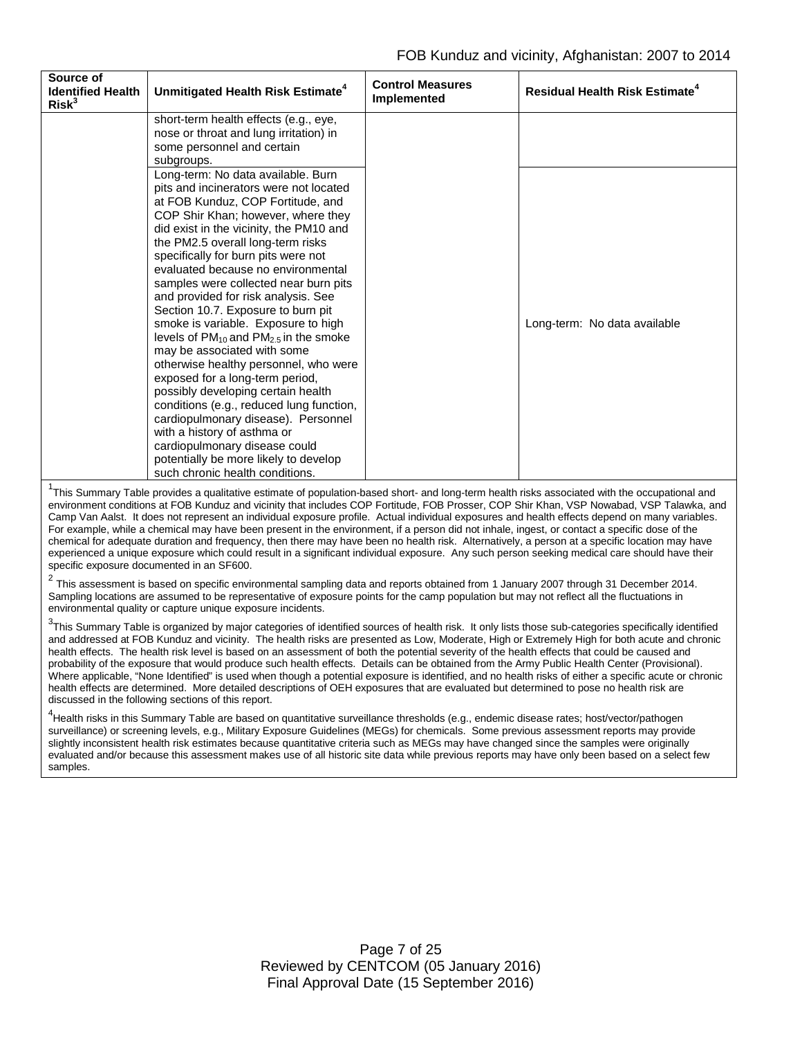| Source of Identified Health Risk[3] | Unmitigated Health Risk Estimate[4] | Control Measures Implemented | Residual Health Risk Estimate[4] |
|---|---|---|---|
| | short-term health effects (e.g., eye, nose or throat and lung irritation) in some personnel and certain subgroups. | | |
| | Long-term: No data available. Burn pits and incinerators were not located at FOB Kunduz, COP Fortitude, and COP Shir Khan; however, where they did exist in the vicinity, the PM10 and the PM2.5 overall long-term risks specifically for burn pits were not evaluated because no environmental samples were collected near burn pits and provided for risk analysis. See Section 10.7. Exposure to burn pit smoke is variable. Exposure to high levels of $PM_{10}$ and $PM_{2.5}$ in the smoke may be associated with some otherwise healthy personnel, who were exposed for a long-term period, possibly developing certain health conditions (e.g., reduced lung function, cardiopulmonary disease). Personnel with a history of asthma or cardiopulmonary disease could potentially be more likely to develop such chronic health conditions. | | Long-term: No data available |

[1]This Summary Table provides a qualitative estimate of population-based short- and long-term health risks associated with the occupational and environment conditions at FOB Kunduz and vicinity that includes COP Fortitude, FOB Prosser, COP Shir Khan, VSP Nowabad, VSP Talawka, and Camp Van Aalst. It does not represent an individual exposure profile. Actual individual exposures and health effects depend on many variables. For example, while a chemical may have been present in the environment, if a person did not inhale, ingest, or contact a specific dose of the chemical for adequate duration and frequency, then there may have been no health risk. Alternatively, a person at a specific location may have experienced a unique exposure which could result in a significant individual exposure. Any such person seeking medical care should have their specific exposure documented in an SF600.

[2] This assessment is based on specific environmental sampling data and reports obtained from 1 January 2007 through 31 December 2014. Sampling locations are assumed to be representative of exposure points for the camp population but may not reflect all the fluctuations in environmental quality or capture unique exposure incidents.

[3]This Summary Table is organized by major categories of identified sources of health risk. It only lists those sub-categories specifically identified and addressed at FOB Kunduz and vicinity. The health risks are presented as Low, Moderate, High or Extremely High for both acute and chronic health effects. The health risk level is based on an assessment of both the potential severity of the health effects that could be caused and probability of the exposure that would produce such health effects. Details can be obtained from the Army Public Health Center (Provisional). Where applicable, "None Identified" is used when though a potential exposure is identified, and no health risks of either a specific acute or chronic health effects are determined. More detailed descriptions of OEH exposures that are evaluated but determined to pose no health risk are discussed in the following sections of this report.

[4]Health risks in this Summary Table are based on quantitative surveillance thresholds (e.g., endemic disease rates; host/vector/pathogen surveillance) or screening levels, e.g., Military Exposure Guidelines (MEGs) for chemicals. Some previous assessment reports may provide slightly inconsistent health risk estimates because quantitative criteria such as MEGs may have changed since the samples were originally evaluated and/or because this assessment makes use of all historic site data while previous reports may have only been based on a select few samples.

Reviewed by CENTCOM (05 January 2016)
Final Approval Date (15 September 2016)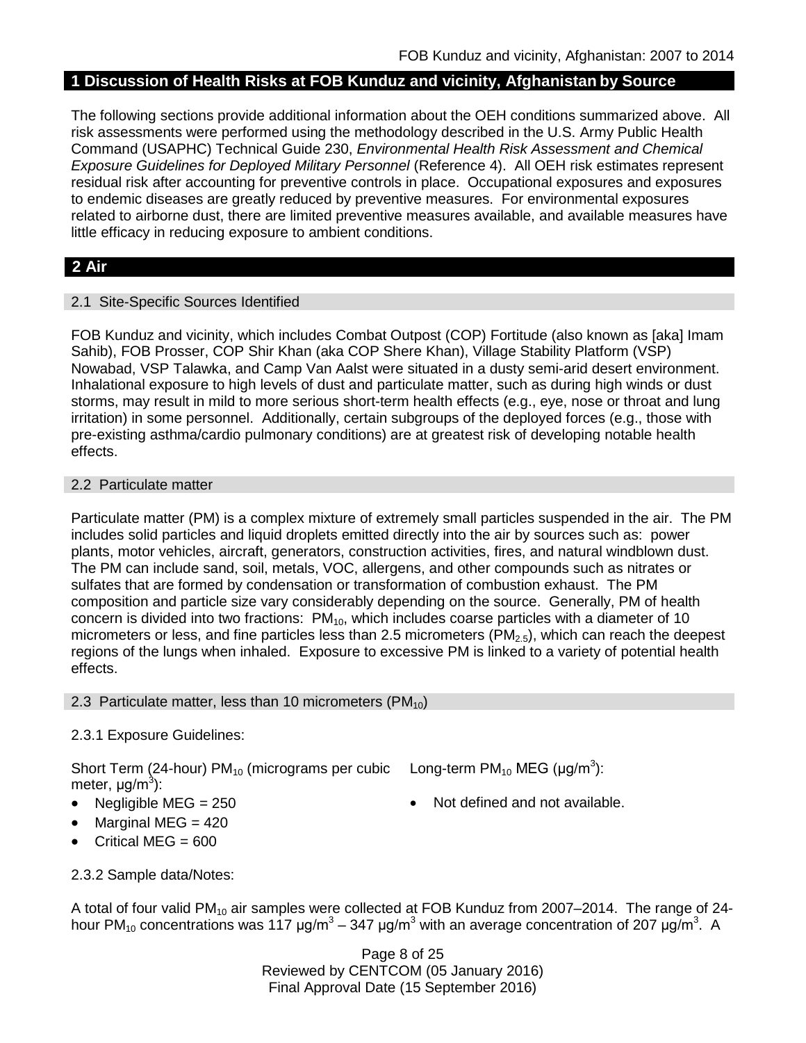## 1 Discussion of Health Risks at FOB Kunduz and vicinity, Afghanistan by Source

The following sections provide additional information about the OEH conditions summarized above. All risk assessments were performed using the methodology described in the U.S. Army Public Health Command (USAPHC) Technical Guide 230, *Environmental Health Risk Assessment and Chemical Exposure Guidelines for Deployed Military Personnel* (Reference 4). All OEH risk estimates represent residual risk after accounting for preventive controls in place. Occupational exposures and exposures to endemic diseases are greatly reduced by preventive measures. For environmental exposures related to airborne dust, there are limited preventive measures available, and available measures have little efficacy in reducing exposure to ambient conditions.

## 2 Air

### 2.1 Site-Specific Sources Identified

FOB Kunduz and vicinity, which includes Combat Outpost (COP) Fortitude (also known as [aka] Imam Sahib), FOB Prosser, COP Shir Khan (aka COP Shere Khan), Village Stability Platform (VSP) Nowabad, VSP Talawka, and Camp Van Aalst were situated in a dusty semi-arid desert environment. Inhalational exposure to high levels of dust and particulate matter, such as during high winds or dust storms, may result in mild to more serious short-term health effects (e.g., eye, nose or throat and lung irritation) in some personnel. Additionally, certain subgroups of the deployed forces (e.g., those with pre-existing asthma/cardio pulmonary conditions) are at greatest risk of developing notable health effects.

### 2.2 Particulate matter

Particulate matter (PM) is a complex mixture of extremely small particles suspended in the air. The PM includes solid particles and liquid droplets emitted directly into the air by sources such as: power plants, motor vehicles, aircraft, generators, construction activities, fires, and natural windblown dust. The PM can include sand, soil, metals, VOC, allergens, and other compounds such as nitrates or sulfates that are formed by condensation or transformation of combustion exhaust. The PM composition and particle size vary considerably depending on the source. Generally, PM of health concern is divided into two fractions: $PM_{10}$, which includes coarse particles with a diameter of 10 micrometers or less, and fine particles less than 2.5 micrometers ($PM_{2.5}$), which can reach the deepest regions of the lungs when inhaled. Exposure to excessive PM is linked to a variety of potential health effects.

### 2.3 Particulate matter, less than 10 micrometers ($PM_{10}$)

2.3.1 Exposure Guidelines:

Short Term (24-hour) $PM_{10}$ (micrograms per cubic meter, $\mu g/m^3$):

- Negligible MEG = 250
- Marginal MEG = 420
- Critical MEG = 600

Long-term $PM_{10}$ MEG ($\mu g/m^3$):

- Not defined and not available.

2.3.2 Sample data/Notes:

A total of four valid $PM_{10}$ air samples were collected at FOB Kunduz from 2007–2014. The range of 24-hour $PM_{10}$ concentrations was 117 $\mu g/m^3$ – 347 $\mu g/m^3$ with an average concentration of 207 $\mu g/m^3$. A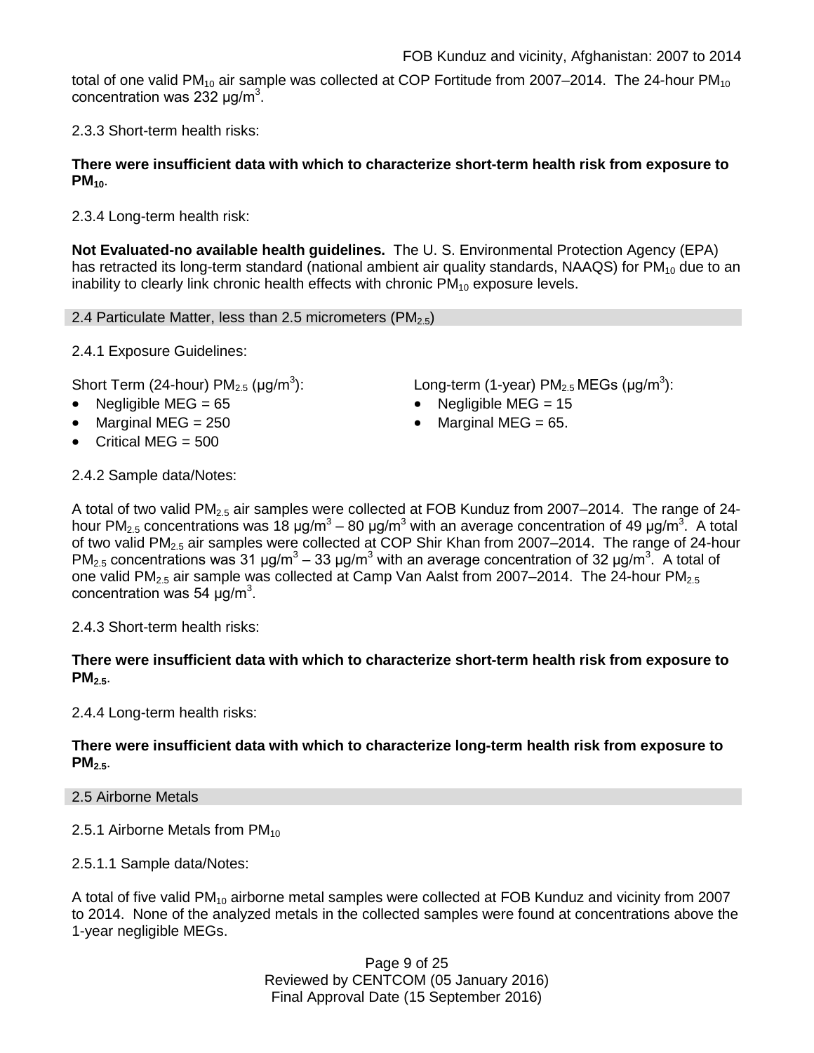total of one valid $PM_{10}$ air sample was collected at COP Fortitude from 2007–2014. The 24-hour $PM_{10}$ concentration was 232 µg/$m^3$.

2.3.3 Short-term health risks:

**There were insufficient data with which to characterize short-term health risk from exposure to $PM_{10}$.**

2.3.4 Long-term health risk:

**Not Evaluated-no available health guidelines.** The U. S. Environmental Protection Agency (EPA) has retracted its long-term standard (national ambient air quality standards, NAAQS) for $PM_{10}$ due to an inability to clearly link chronic health effects with chronic $PM_{10}$ exposure levels.

## 2.4 Particulate Matter, less than 2.5 micrometers ($PM_{2.5}$)

2.4.1 Exposure Guidelines:

Short Term (24-hour) $PM_{2.5}$ (µg/$m^3$):

- Negligible MEG = 65
- Marginal MEG = 250
- Critical MEG = 500

Long-term (1-year) $PM_{2.5}$ MEGs (µg/$m^3$):

- Negligible MEG = 15
- Marginal MEG = 65.

2.4.2 Sample data/Notes:

A total of two valid $PM_{2.5}$ air samples were collected at FOB Kunduz from 2007–2014. The range of 24-hour $PM_{2.5}$ concentrations was 18 µg/$m^3$ – 80 µg/$m^3$ with an average concentration of 49 µg/$m^3$. A total of two valid $PM_{2.5}$ air samples were collected at COP Shir Khan from 2007–2014. The range of 24-hour $PM_{2.5}$ concentrations was 31 µg/$m^3$ – 33 µg/$m^3$ with an average concentration of 32 µg/$m^3$. A total of one valid $PM_{2.5}$ air sample was collected at Camp Van Aalst from 2007–2014. The 24-hour $PM_{2.5}$ concentration was 54 µg/$m^3$.

2.4.3 Short-term health risks:

**There were insufficient data with which to characterize short-term health risk from exposure to $PM_{2.5}$.**

2.4.4 Long-term health risks:

**There were insufficient data with which to characterize long-term health risk from exposure to $PM_{2.5}$.**

## 2.5 Airborne Metals

2.5.1 Airborne Metals from $PM_{10}$

2.5.1.1 Sample data/Notes:

A total of five valid $PM_{10}$ airborne metal samples were collected at FOB Kunduz and vicinity from 2007 to 2014. None of the analyzed metals in the collected samples were found at concentrations above the 1-year negligible MEGs.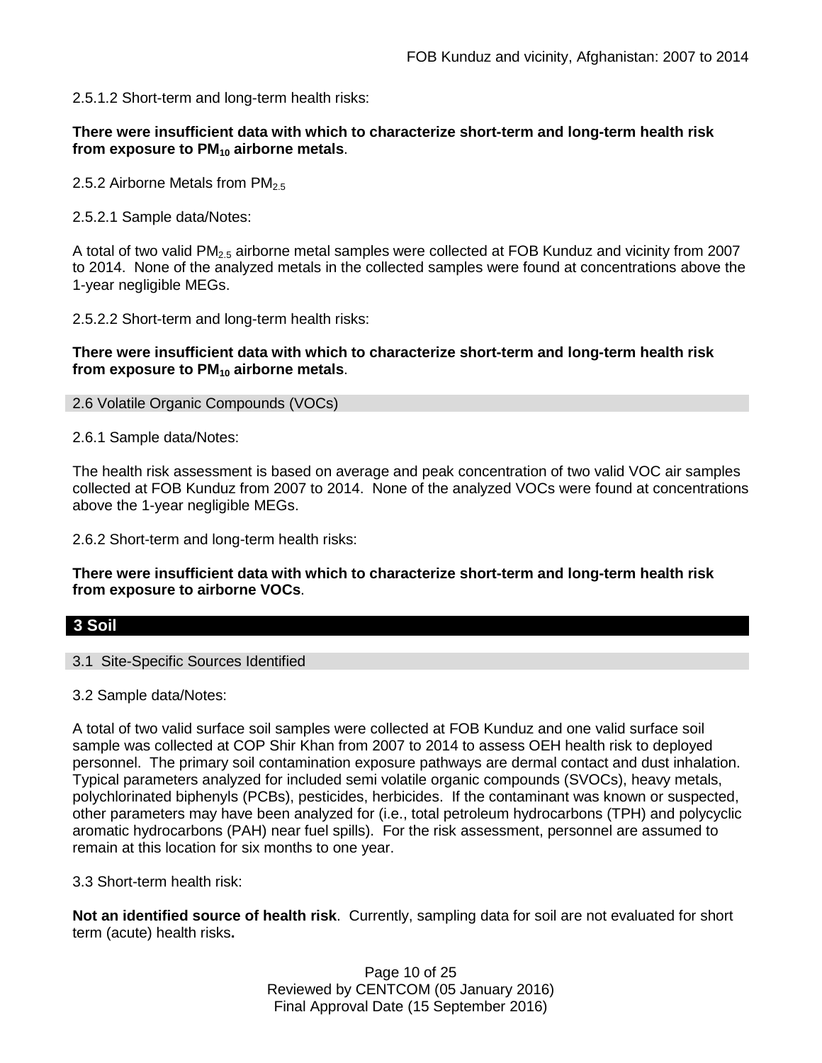2.5.1.2 Short-term and long-term health risks:

**There were insufficient data with which to characterize short-term and long-term health risk from exposure to $PM_{10}$ airborne metals**.

2.5.2 Airborne Metals from $PM_{2.5}$

2.5.2.1 Sample data/Notes:

A total of two valid $PM_{2.5}$ airborne metal samples were collected at FOB Kunduz and vicinity from 2007 to 2014. None of the analyzed metals in the collected samples were found at concentrations above the 1-year negligible MEGs.

2.5.2.2 Short-term and long-term health risks:

**There were insufficient data with which to characterize short-term and long-term health risk from exposure to $PM_{10}$ airborne metals**.

### 2.6 Volatile Organic Compounds (VOCs)

2.6.1 Sample data/Notes:

The health risk assessment is based on average and peak concentration of two valid VOC air samples collected at FOB Kunduz from 2007 to 2014. None of the analyzed VOCs were found at concentrations above the 1-year negligible MEGs.

2.6.2 Short-term and long-term health risks:

**There were insufficient data with which to characterize short-term and long-term health risk from exposure to airborne VOCs**.

## 3 Soil

### 3.1 Site-Specific Sources Identified

3.2 Sample data/Notes:

A total of two valid surface soil samples were collected at FOB Kunduz and one valid surface soil sample was collected at COP Shir Khan from 2007 to 2014 to assess OEH health risk to deployed personnel. The primary soil contamination exposure pathways are dermal contact and dust inhalation. Typical parameters analyzed for included semi volatile organic compounds (SVOCs), heavy metals, polychlorinated biphenyls (PCBs), pesticides, herbicides. If the contaminant was known or suspected, other parameters may have been analyzed for (i.e., total petroleum hydrocarbons (TPH) and polycyclic aromatic hydrocarbons (PAH) near fuel spills). For the risk assessment, personnel are assumed to remain at this location for six months to one year.

3.3 Short-term health risk:

**Not an identified source of health risk**. Currently, sampling data for soil are not evaluated for short term (acute) health risks**.**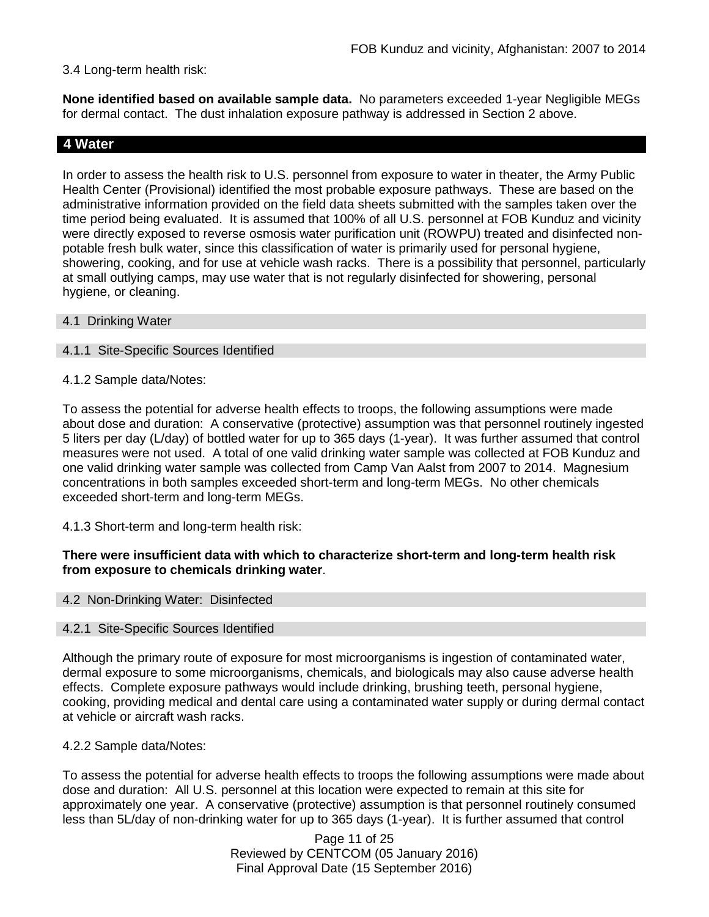3.4 Long-term health risk:

**None identified based on available sample data.** No parameters exceeded 1-year Negligible MEGs for dermal contact. The dust inhalation exposure pathway is addressed in Section 2 above.

## 4 Water

In order to assess the health risk to U.S. personnel from exposure to water in theater, the Army Public Health Center (Provisional) identified the most probable exposure pathways. These are based on the administrative information provided on the field data sheets submitted with the samples taken over the time period being evaluated. It is assumed that 100% of all U.S. personnel at FOB Kunduz and vicinity were directly exposed to reverse osmosis water purification unit (ROWPU) treated and disinfected non-potable fresh bulk water, since this classification of water is primarily used for personal hygiene, showering, cooking, and for use at vehicle wash racks. There is a possibility that personnel, particularly at small outlying camps, may use water that is not regularly disinfected for showering, personal hygiene, or cleaning.

### 4.1 Drinking Water

#### 4.1.1 Site-Specific Sources Identified

4.1.2 Sample data/Notes:

To assess the potential for adverse health effects to troops, the following assumptions were made about dose and duration: A conservative (protective) assumption was that personnel routinely ingested 5 liters per day (L/day) of bottled water for up to 365 days (1-year). It was further assumed that control measures were not used. A total of one valid drinking water sample was collected at FOB Kunduz and one valid drinking water sample was collected from Camp Van Aalst from 2007 to 2014. Magnesium concentrations in both samples exceeded short-term and long-term MEGs. No other chemicals exceeded short-term and long-term MEGs.

4.1.3 Short-term and long-term health risk:

**There were insufficient data with which to characterize short-term and long-term health risk from exposure to chemicals drinking water**.

### 4.2 Non-Drinking Water: Disinfected

#### 4.2.1 Site-Specific Sources Identified

Although the primary route of exposure for most microorganisms is ingestion of contaminated water, dermal exposure to some microorganisms, chemicals, and biologicals may also cause adverse health effects. Complete exposure pathways would include drinking, brushing teeth, personal hygiene, cooking, providing medical and dental care using a contaminated water supply or during dermal contact at vehicle or aircraft wash racks.

4.2.2 Sample data/Notes:

To assess the potential for adverse health effects to troops the following assumptions were made about dose and duration: All U.S. personnel at this location were expected to remain at this site for approximately one year. A conservative (protective) assumption is that personnel routinely consumed less than 5L/day of non-drinking water for up to 365 days (1-year). It is further assumed that control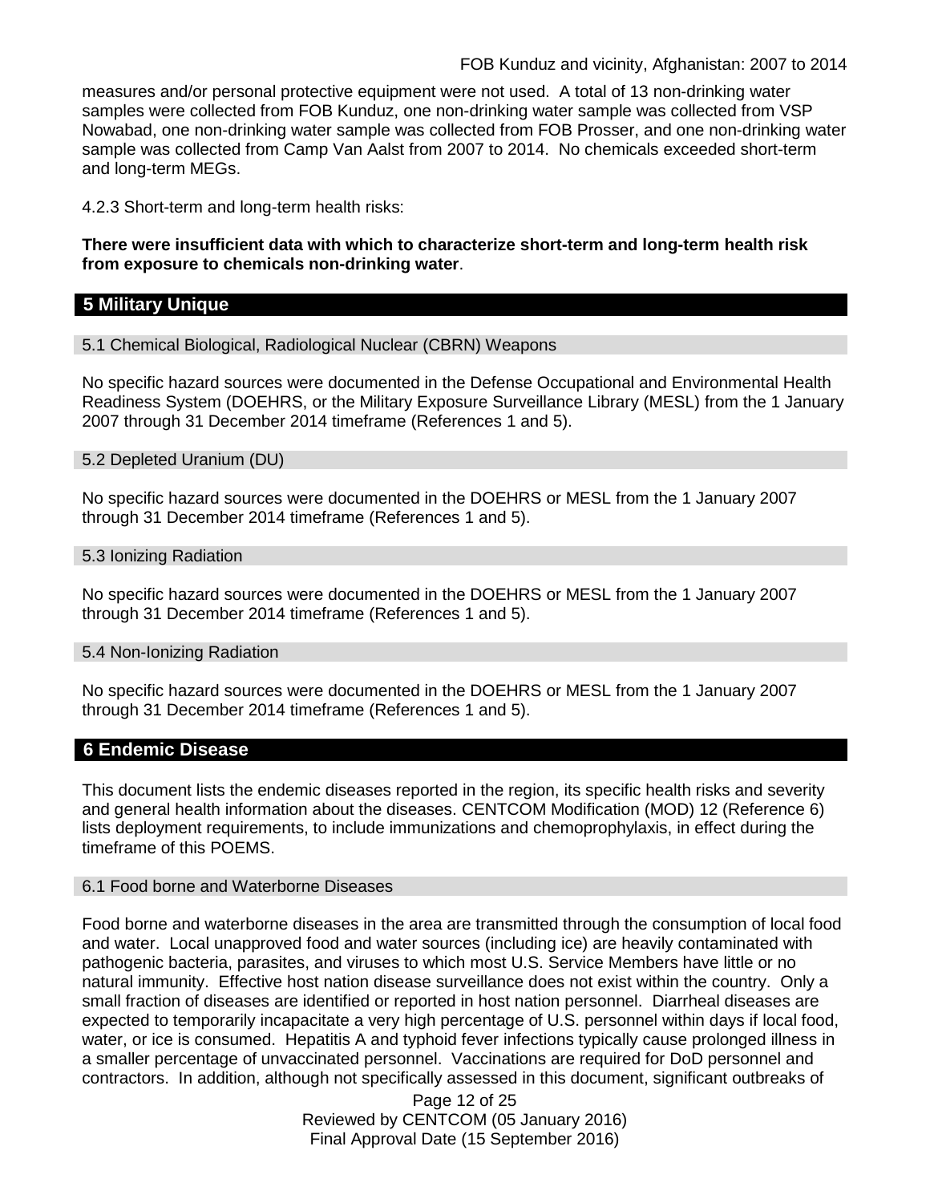measures and/or personal protective equipment were not used. A total of 13 non-drinking water samples were collected from FOB Kunduz, one non-drinking water sample was collected from VSP Nowabad, one non-drinking water sample was collected from FOB Prosser, and one non-drinking water sample was collected from Camp Van Aalst from 2007 to 2014. No chemicals exceeded short-term and long-term MEGs.

4.2.3 Short-term and long-term health risks:

**There were insufficient data with which to characterize short-term and long-term health risk from exposure to chemicals non-drinking water**.

## 5 Military Unique

### 5.1 Chemical Biological, Radiological Nuclear (CBRN) Weapons

No specific hazard sources were documented in the Defense Occupational and Environmental Health Readiness System (DOEHRS, or the Military Exposure Surveillance Library (MESL) from the 1 January 2007 through 31 December 2014 timeframe (References 1 and 5).

### 5.2 Depleted Uranium (DU)

No specific hazard sources were documented in the DOEHRS or MESL from the 1 January 2007 through 31 December 2014 timeframe (References 1 and 5).

### 5.3 Ionizing Radiation

No specific hazard sources were documented in the DOEHRS or MESL from the 1 January 2007 through 31 December 2014 timeframe (References 1 and 5).

### 5.4 Non-Ionizing Radiation

No specific hazard sources were documented in the DOEHRS or MESL from the 1 January 2007 through 31 December 2014 timeframe (References 1 and 5).

## 6 Endemic Disease

This document lists the endemic diseases reported in the region, its specific health risks and severity and general health information about the diseases. CENTCOM Modification (MOD) 12 (Reference 6) lists deployment requirements, to include immunizations and chemoprophylaxis, in effect during the timeframe of this POEMS.

### 6.1 Food borne and Waterborne Diseases

Food borne and waterborne diseases in the area are transmitted through the consumption of local food and water. Local unapproved food and water sources (including ice) are heavily contaminated with pathogenic bacteria, parasites, and viruses to which most U.S. Service Members have little or no natural immunity. Effective host nation disease surveillance does not exist within the country. Only a small fraction of diseases are identified or reported in host nation personnel. Diarrheal diseases are expected to temporarily incapacitate a very high percentage of U.S. personnel within days if local food, water, or ice is consumed. Hepatitis A and typhoid fever infections typically cause prolonged illness in a smaller percentage of unvaccinated personnel. Vaccinations are required for DoD personnel and contractors. In addition, although not specifically assessed in this document, significant outbreaks of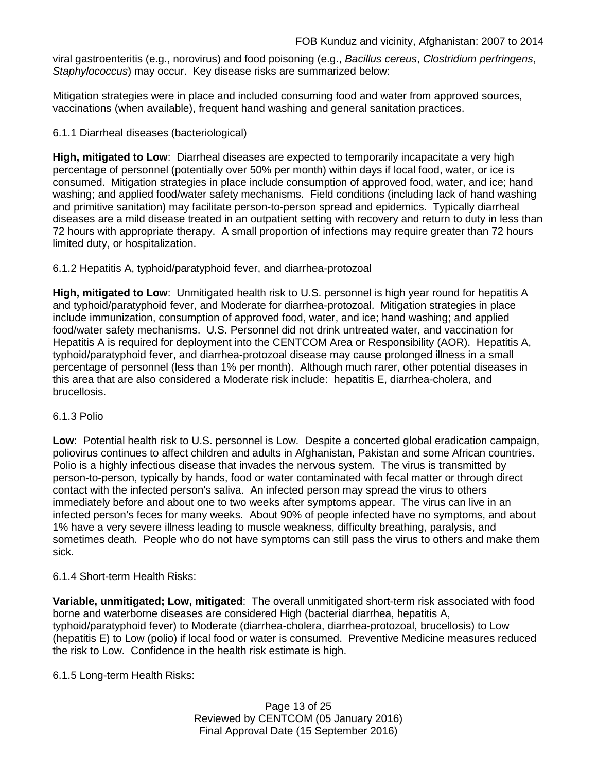viral gastroenteritis (e.g., norovirus) and food poisoning (e.g., *Bacillus cereus*, *Clostridium perfringens*, *Staphylococcus*) may occur. Key disease risks are summarized below:

Mitigation strategies were in place and included consuming food and water from approved sources, vaccinations (when available), frequent hand washing and general sanitation practices.

6.1.1 Diarrheal diseases (bacteriological)

**High, mitigated to Low**: Diarrheal diseases are expected to temporarily incapacitate a very high percentage of personnel (potentially over 50% per month) within days if local food, water, or ice is consumed. Mitigation strategies in place include consumption of approved food, water, and ice; hand washing; and applied food/water safety mechanisms. Field conditions (including lack of hand washing and primitive sanitation) may facilitate person-to-person spread and epidemics. Typically diarrheal diseases are a mild disease treated in an outpatient setting with recovery and return to duty in less than 72 hours with appropriate therapy. A small proportion of infections may require greater than 72 hours limited duty, or hospitalization.

6.1.2 Hepatitis A, typhoid/paratyphoid fever, and diarrhea-protozoal

**High, mitigated to Low**: Unmitigated health risk to U.S. personnel is high year round for hepatitis A and typhoid/paratyphoid fever, and Moderate for diarrhea-protozoal. Mitigation strategies in place include immunization, consumption of approved food, water, and ice; hand washing; and applied food/water safety mechanisms. U.S. Personnel did not drink untreated water, and vaccination for Hepatitis A is required for deployment into the CENTCOM Area or Responsibility (AOR). Hepatitis A, typhoid/paratyphoid fever, and diarrhea-protozoal disease may cause prolonged illness in a small percentage of personnel (less than 1% per month). Although much rarer, other potential diseases in this area that are also considered a Moderate risk include: hepatitis E, diarrhea-cholera, and brucellosis.

6.1.3 Polio

**Low**: Potential health risk to U.S. personnel is Low. Despite a concerted global eradication campaign, poliovirus continues to affect children and adults in Afghanistan, Pakistan and some African countries. Polio is a highly infectious disease that invades the nervous system. The virus is transmitted by person-to-person, typically by hands, food or water contaminated with fecal matter or through direct contact with the infected person's saliva. An infected person may spread the virus to others immediately before and about one to two weeks after symptoms appear. The virus can live in an infected person's feces for many weeks. About 90% of people infected have no symptoms, and about 1% have a very severe illness leading to muscle weakness, difficulty breathing, paralysis, and sometimes death. People who do not have symptoms can still pass the virus to others and make them sick.

6.1.4 Short-term Health Risks:

**Variable, unmitigated; Low, mitigated**: The overall unmitigated short-term risk associated with food borne and waterborne diseases are considered High (bacterial diarrhea, hepatitis A, typhoid/paratyphoid fever) to Moderate (diarrhea-cholera, diarrhea-protozoal, brucellosis) to Low (hepatitis E) to Low (polio) if local food or water is consumed. Preventive Medicine measures reduced the risk to Low. Confidence in the health risk estimate is high.

6.1.5 Long-term Health Risks: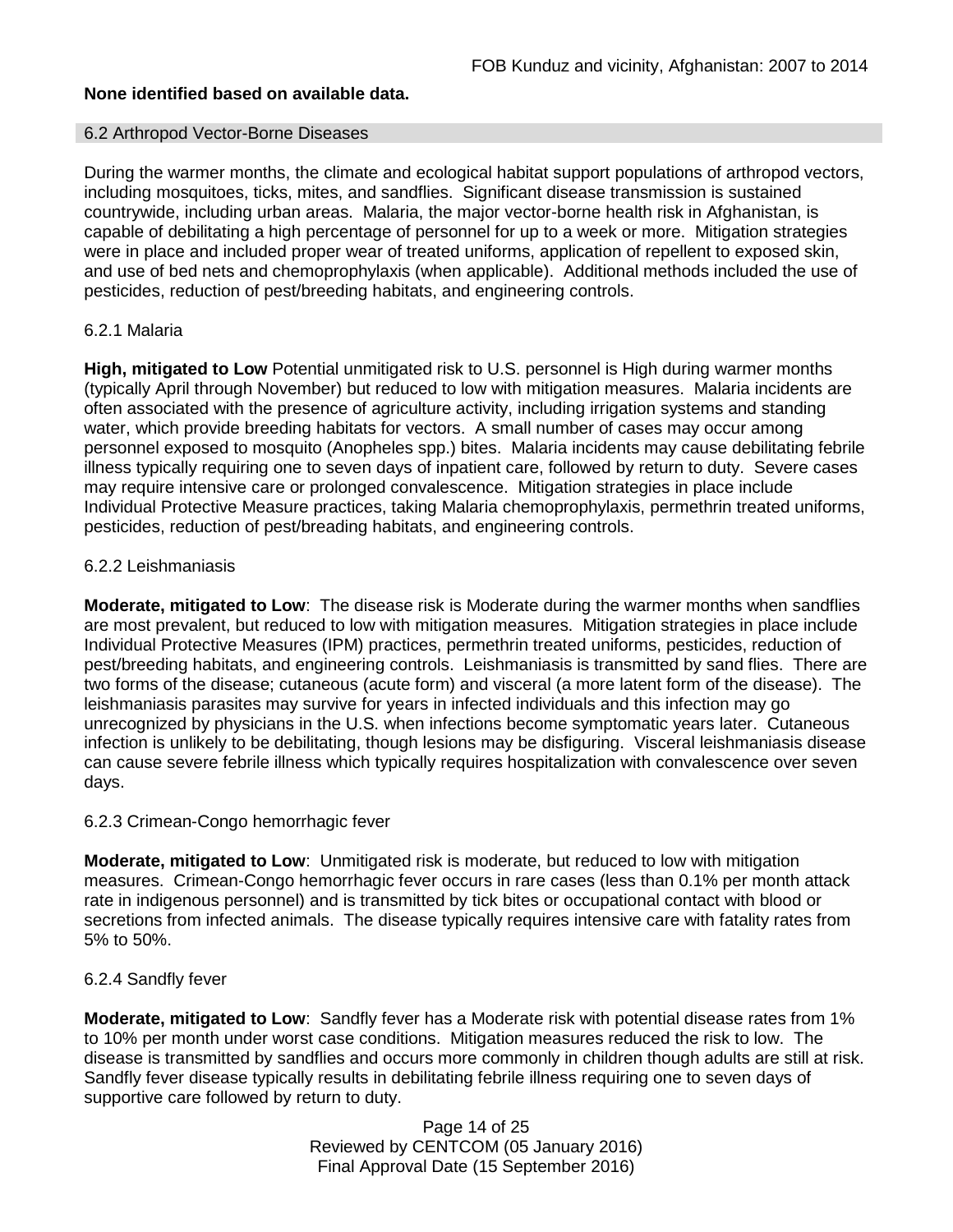**None identified based on available data.**

### 6.2 Arthropod Vector-Borne Diseases

During the warmer months, the climate and ecological habitat support populations of arthropod vectors, including mosquitoes, ticks, mites, and sandflies. Significant disease transmission is sustained countrywide, including urban areas. Malaria, the major vector-borne health risk in Afghanistan, is capable of debilitating a high percentage of personnel for up to a week or more. Mitigation strategies were in place and included proper wear of treated uniforms, application of repellent to exposed skin, and use of bed nets and chemoprophylaxis (when applicable). Additional methods included the use of pesticides, reduction of pest/breeding habitats, and engineering controls.

#### 6.2.1 Malaria

**High, mitigated to Low** Potential unmitigated risk to U.S. personnel is High during warmer months (typically April through November) but reduced to low with mitigation measures. Malaria incidents are often associated with the presence of agriculture activity, including irrigation systems and standing water, which provide breeding habitats for vectors. A small number of cases may occur among personnel exposed to mosquito (Anopheles spp.) bites. Malaria incidents may cause debilitating febrile illness typically requiring one to seven days of inpatient care, followed by return to duty. Severe cases may require intensive care or prolonged convalescence. Mitigation strategies in place include Individual Protective Measure practices, taking Malaria chemoprophylaxis, permethrin treated uniforms, pesticides, reduction of pest/breading habitats, and engineering controls.

#### 6.2.2 Leishmaniasis

**Moderate, mitigated to Low**: The disease risk is Moderate during the warmer months when sandflies are most prevalent, but reduced to low with mitigation measures. Mitigation strategies in place include Individual Protective Measures (IPM) practices, permethrin treated uniforms, pesticides, reduction of pest/breeding habitats, and engineering controls. Leishmaniasis is transmitted by sand flies. There are two forms of the disease; cutaneous (acute form) and visceral (a more latent form of the disease). The leishmaniasis parasites may survive for years in infected individuals and this infection may go unrecognized by physicians in the U.S. when infections become symptomatic years later. Cutaneous infection is unlikely to be debilitating, though lesions may be disfiguring. Visceral leishmaniasis disease can cause severe febrile illness which typically requires hospitalization with convalescence over seven days.

#### 6.2.3 Crimean-Congo hemorrhagic fever

**Moderate, mitigated to Low**: Unmitigated risk is moderate, but reduced to low with mitigation measures. Crimean-Congo hemorrhagic fever occurs in rare cases (less than 0.1% per month attack rate in indigenous personnel) and is transmitted by tick bites or occupational contact with blood or secretions from infected animals. The disease typically requires intensive care with fatality rates from 5% to 50%.

#### 6.2.4 Sandfly fever

**Moderate, mitigated to Low**: Sandfly fever has a Moderate risk with potential disease rates from 1% to 10% per month under worst case conditions. Mitigation measures reduced the risk to low. The disease is transmitted by sandflies and occurs more commonly in children though adults are still at risk. Sandfly fever disease typically results in debilitating febrile illness requiring one to seven days of supportive care followed by return to duty.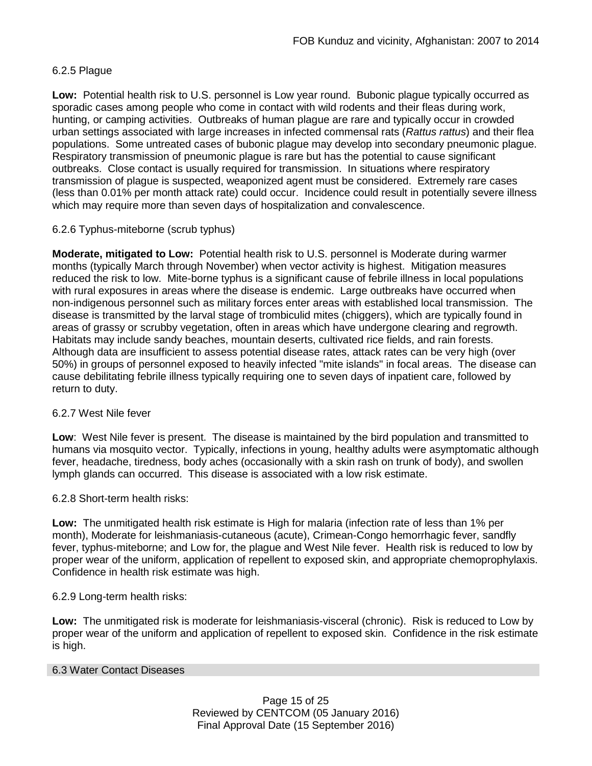#### 6.2.5 Plague

**Low:** Potential health risk to U.S. personnel is Low year round. Bubonic plague typically occurred as sporadic cases among people who come in contact with wild rodents and their fleas during work, hunting, or camping activities. Outbreaks of human plague are rare and typically occur in crowded urban settings associated with large increases in infected commensal rats (*Rattus rattus*) and their flea populations. Some untreated cases of bubonic plague may develop into secondary pneumonic plague. Respiratory transmission of pneumonic plague is rare but has the potential to cause significant outbreaks. Close contact is usually required for transmission. In situations where respiratory transmission of plague is suspected, weaponized agent must be considered. Extremely rare cases (less than 0.01% per month attack rate) could occur. Incidence could result in potentially severe illness which may require more than seven days of hospitalization and convalescence.

#### 6.2.6 Typhus-miteborne (scrub typhus)

**Moderate, mitigated to Low:** Potential health risk to U.S. personnel is Moderate during warmer months (typically March through November) when vector activity is highest. Mitigation measures reduced the risk to low. Mite-borne typhus is a significant cause of febrile illness in local populations with rural exposures in areas where the disease is endemic. Large outbreaks have occurred when non-indigenous personnel such as military forces enter areas with established local transmission. The disease is transmitted by the larval stage of trombiculid mites (chiggers), which are typically found in areas of grassy or scrubby vegetation, often in areas which have undergone clearing and regrowth. Habitats may include sandy beaches, mountain deserts, cultivated rice fields, and rain forests. Although data are insufficient to assess potential disease rates, attack rates can be very high (over 50%) in groups of personnel exposed to heavily infected "mite islands" in focal areas. The disease can cause debilitating febrile illness typically requiring one to seven days of inpatient care, followed by return to duty.

#### 6.2.7 West Nile fever

**Low**: West Nile fever is present. The disease is maintained by the bird population and transmitted to humans via mosquito vector. Typically, infections in young, healthy adults were asymptomatic although fever, headache, tiredness, body aches (occasionally with a skin rash on trunk of body), and swollen lymph glands can occurred. This disease is associated with a low risk estimate.

#### 6.2.8 Short-term health risks:

**Low:** The unmitigated health risk estimate is High for malaria (infection rate of less than 1% per month), Moderate for leishmaniasis-cutaneous (acute), Crimean-Congo hemorrhagic fever, sandfly fever, typhus-miteborne; and Low for, the plague and West Nile fever. Health risk is reduced to low by proper wear of the uniform, application of repellent to exposed skin, and appropriate chemoprophylaxis. Confidence in health risk estimate was high.

#### 6.2.9 Long-term health risks:

**Low:** The unmitigated risk is moderate for leishmaniasis-visceral (chronic). Risk is reduced to Low by proper wear of the uniform and application of repellent to exposed skin. Confidence in the risk estimate is high.

### 6.3 Water Contact Diseases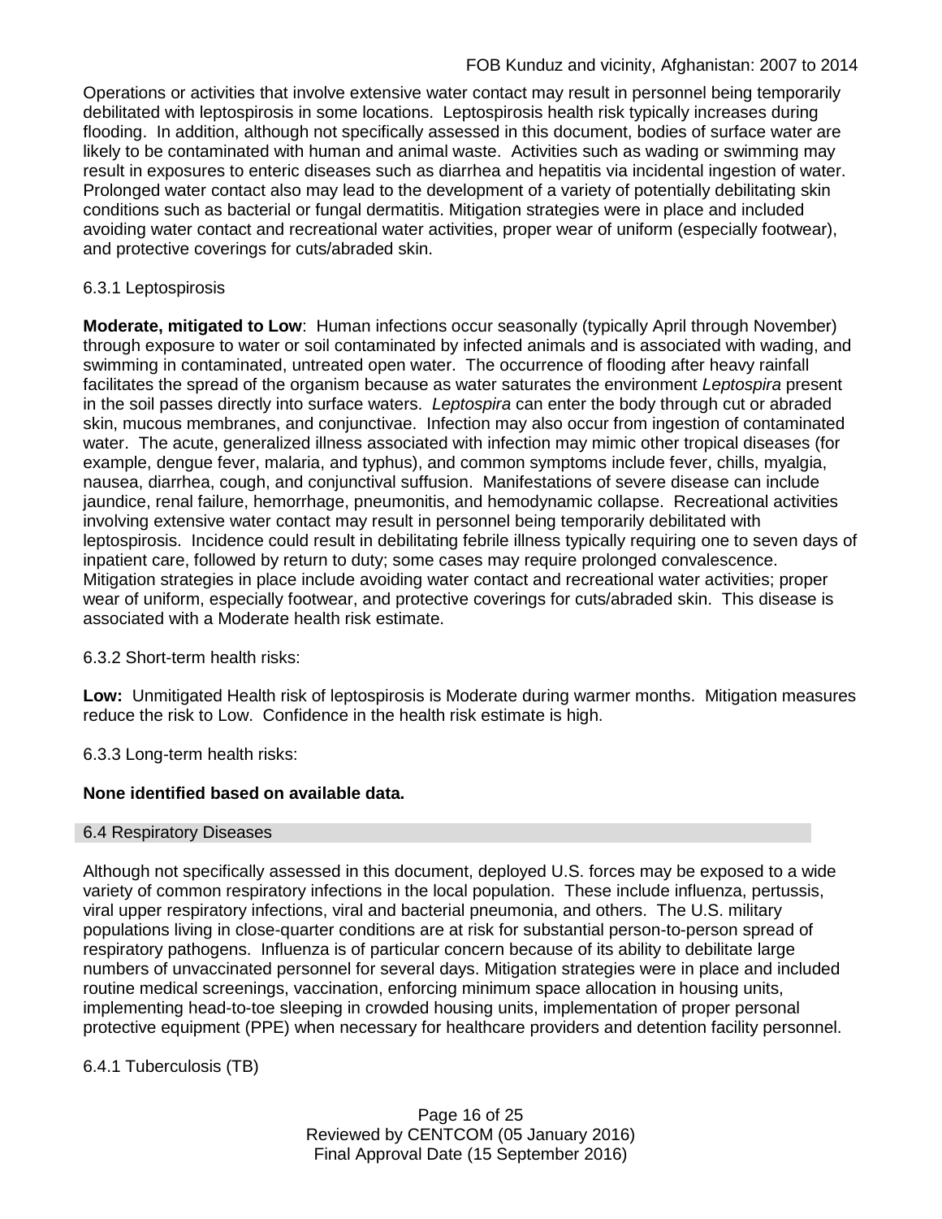Operations or activities that involve extensive water contact may result in personnel being temporarily debilitated with leptospirosis in some locations. Leptospirosis health risk typically increases during flooding. In addition, although not specifically assessed in this document, bodies of surface water are likely to be contaminated with human and animal waste. Activities such as wading or swimming may result in exposures to enteric diseases such as diarrhea and hepatitis via incidental ingestion of water. Prolonged water contact also may lead to the development of a variety of potentially debilitating skin conditions such as bacterial or fungal dermatitis. Mitigation strategies were in place and included avoiding water contact and recreational water activities, proper wear of uniform (especially footwear), and protective coverings for cuts/abraded skin.

#### 6.3.1 Leptospirosis

**Moderate, mitigated to Low**: Human infections occur seasonally (typically April through November) through exposure to water or soil contaminated by infected animals and is associated with wading, and swimming in contaminated, untreated open water. The occurrence of flooding after heavy rainfall facilitates the spread of the organism because as water saturates the environment *Leptospira* present in the soil passes directly into surface waters. *Leptospira* can enter the body through cut or abraded skin, mucous membranes, and conjunctivae. Infection may also occur from ingestion of contaminated water. The acute, generalized illness associated with infection may mimic other tropical diseases (for example, dengue fever, malaria, and typhus), and common symptoms include fever, chills, myalgia, nausea, diarrhea, cough, and conjunctival suffusion. Manifestations of severe disease can include jaundice, renal failure, hemorrhage, pneumonitis, and hemodynamic collapse. Recreational activities involving extensive water contact may result in personnel being temporarily debilitated with leptospirosis. Incidence could result in debilitating febrile illness typically requiring one to seven days of inpatient care, followed by return to duty; some cases may require prolonged convalescence. Mitigation strategies in place include avoiding water contact and recreational water activities; proper wear of uniform, especially footwear, and protective coverings for cuts/abraded skin. This disease is associated with a Moderate health risk estimate.

#### 6.3.2 Short-term health risks:

**Low:** Unmitigated Health risk of leptospirosis is Moderate during warmer months. Mitigation measures reduce the risk to Low. Confidence in the health risk estimate is high.

#### 6.3.3 Long-term health risks:

**None identified based on available data.**

### 6.4 Respiratory Diseases

Although not specifically assessed in this document, deployed U.S. forces may be exposed to a wide variety of common respiratory infections in the local population. These include influenza, pertussis, viral upper respiratory infections, viral and bacterial pneumonia, and others. The U.S. military populations living in close-quarter conditions are at risk for substantial person-to-person spread of respiratory pathogens. Influenza is of particular concern because of its ability to debilitate large numbers of unvaccinated personnel for several days. Mitigation strategies were in place and included routine medical screenings, vaccination, enforcing minimum space allocation in housing units, implementing head-to-toe sleeping in crowded housing units, implementation of proper personal protective equipment (PPE) when necessary for healthcare providers and detention facility personnel.

#### 6.4.1 Tuberculosis (TB)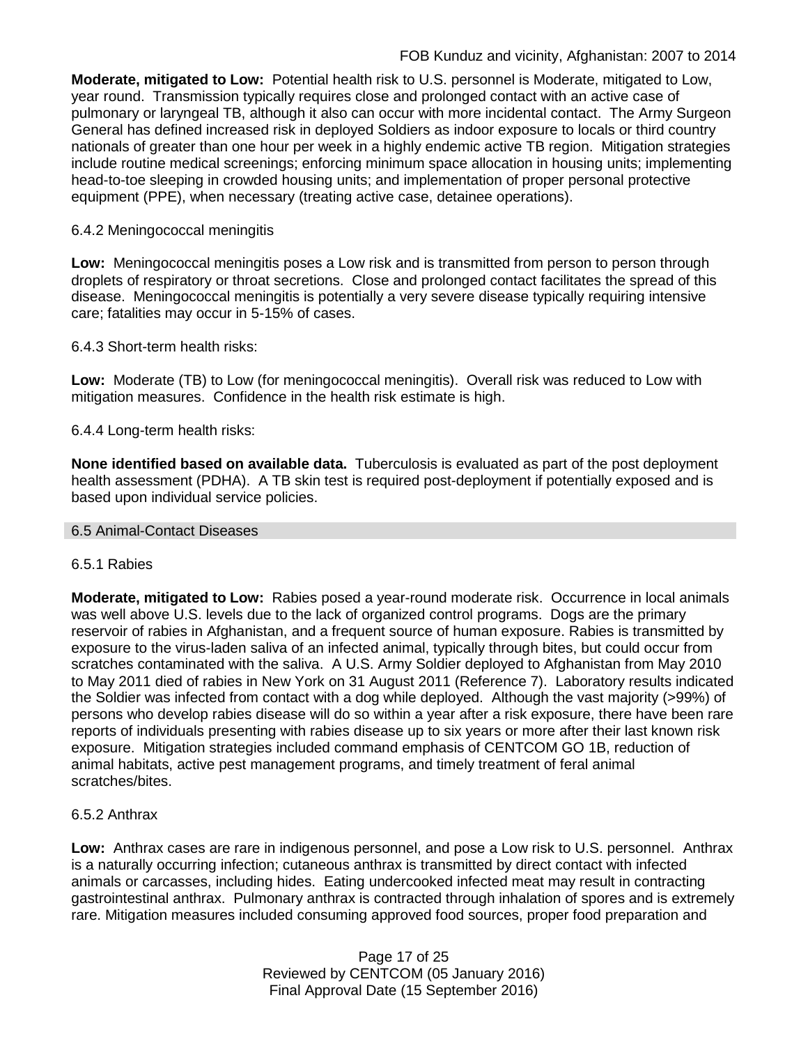**Moderate, mitigated to Low:** Potential health risk to U.S. personnel is Moderate, mitigated to Low, year round. Transmission typically requires close and prolonged contact with an active case of pulmonary or laryngeal TB, although it also can occur with more incidental contact. The Army Surgeon General has defined increased risk in deployed Soldiers as indoor exposure to locals or third country nationals of greater than one hour per week in a highly endemic active TB region. Mitigation strategies include routine medical screenings; enforcing minimum space allocation in housing units; implementing head-to-toe sleeping in crowded housing units; and implementation of proper personal protective equipment (PPE), when necessary (treating active case, detainee operations).

6.4.2 Meningococcal meningitis

**Low:** Meningococcal meningitis poses a Low risk and is transmitted from person to person through droplets of respiratory or throat secretions. Close and prolonged contact facilitates the spread of this disease. Meningococcal meningitis is potentially a very severe disease typically requiring intensive care; fatalities may occur in 5-15% of cases.

6.4.3 Short-term health risks:

**Low:** Moderate (TB) to Low (for meningococcal meningitis). Overall risk was reduced to Low with mitigation measures. Confidence in the health risk estimate is high.

6.4.4 Long-term health risks:

**None identified based on available data.** Tuberculosis is evaluated as part of the post deployment health assessment (PDHA). A TB skin test is required post-deployment if potentially exposed and is based upon individual service policies.

## 6.5 Animal-Contact Diseases

6.5.1 Rabies

**Moderate, mitigated to Low:** Rabies posed a year-round moderate risk. Occurrence in local animals was well above U.S. levels due to the lack of organized control programs. Dogs are the primary reservoir of rabies in Afghanistan, and a frequent source of human exposure. Rabies is transmitted by exposure to the virus-laden saliva of an infected animal, typically through bites, but could occur from scratches contaminated with the saliva. A U.S. Army Soldier deployed to Afghanistan from May 2010 to May 2011 died of rabies in New York on 31 August 2011 (Reference 7). Laboratory results indicated the Soldier was infected from contact with a dog while deployed. Although the vast majority (>99%) of persons who develop rabies disease will do so within a year after a risk exposure, there have been rare reports of individuals presenting with rabies disease up to six years or more after their last known risk exposure. Mitigation strategies included command emphasis of CENTCOM GO 1B, reduction of animal habitats, active pest management programs, and timely treatment of feral animal scratches/bites.

6.5.2 Anthrax

**Low:** Anthrax cases are rare in indigenous personnel, and pose a Low risk to U.S. personnel. Anthrax is a naturally occurring infection; cutaneous anthrax is transmitted by direct contact with infected animals or carcasses, including hides. Eating undercooked infected meat may result in contracting gastrointestinal anthrax. Pulmonary anthrax is contracted through inhalation of spores and is extremely rare. Mitigation measures included consuming approved food sources, proper food preparation and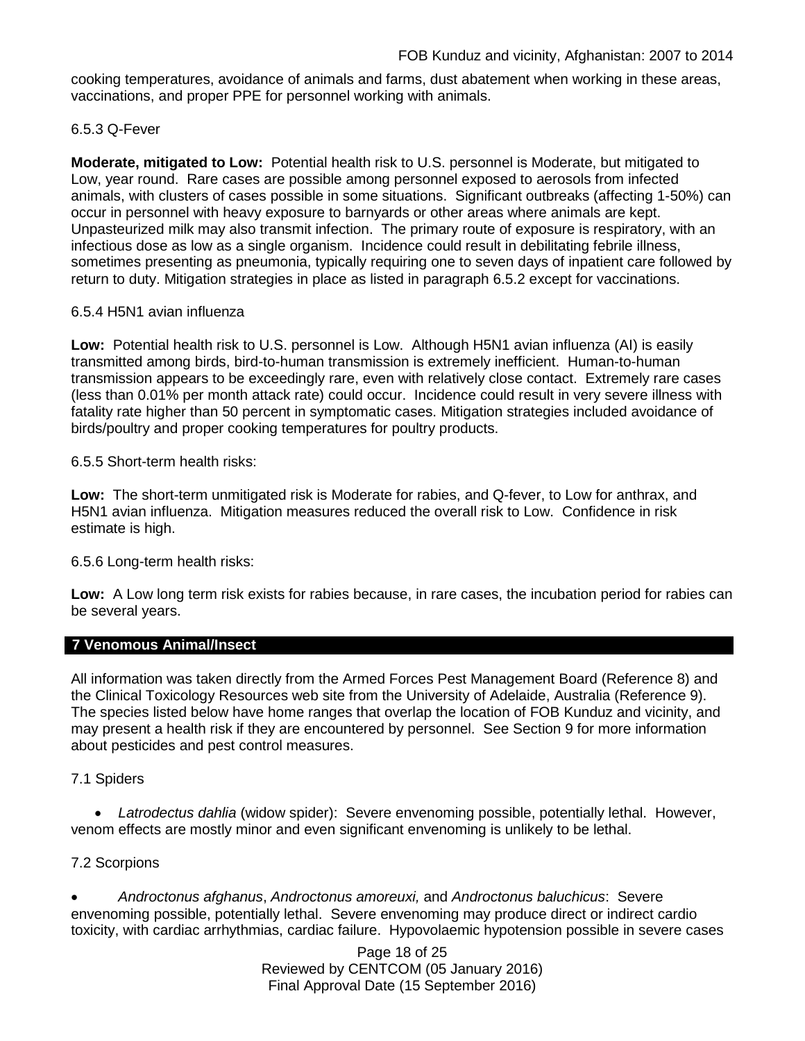cooking temperatures, avoidance of animals and farms, dust abatement when working in these areas, vaccinations, and proper PPE for personnel working with animals.

6.5.3 Q-Fever

**Moderate, mitigated to Low:** Potential health risk to U.S. personnel is Moderate, but mitigated to Low, year round. Rare cases are possible among personnel exposed to aerosols from infected animals, with clusters of cases possible in some situations. Significant outbreaks (affecting 1-50%) can occur in personnel with heavy exposure to barnyards or other areas where animals are kept. Unpasteurized milk may also transmit infection. The primary route of exposure is respiratory, with an infectious dose as low as a single organism. Incidence could result in debilitating febrile illness, sometimes presenting as pneumonia, typically requiring one to seven days of inpatient care followed by return to duty. Mitigation strategies in place as listed in paragraph 6.5.2 except for vaccinations.

6.5.4 H5N1 avian influenza

**Low:** Potential health risk to U.S. personnel is Low. Although H5N1 avian influenza (AI) is easily transmitted among birds, bird-to-human transmission is extremely inefficient. Human-to-human transmission appears to be exceedingly rare, even with relatively close contact. Extremely rare cases (less than 0.01% per month attack rate) could occur. Incidence could result in very severe illness with fatality rate higher than 50 percent in symptomatic cases. Mitigation strategies included avoidance of birds/poultry and proper cooking temperatures for poultry products.

6.5.5 Short-term health risks:

**Low:** The short-term unmitigated risk is Moderate for rabies, and Q-fever, to Low for anthrax, and H5N1 avian influenza. Mitigation measures reduced the overall risk to Low. Confidence in risk estimate is high.

6.5.6 Long-term health risks:

**Low:** A Low long term risk exists for rabies because, in rare cases, the incubation period for rabies can be several years.

## 7 Venomous Animal/Insect

All information was taken directly from the Armed Forces Pest Management Board (Reference 8) and the Clinical Toxicology Resources web site from the University of Adelaide, Australia (Reference 9). The species listed below have home ranges that overlap the location of FOB Kunduz and vicinity, and may present a health risk if they are encountered by personnel. See Section 9 for more information about pesticides and pest control measures.

7.1 Spiders

- *Latrodectus dahlia* (widow spider): Severe envenoming possible, potentially lethal. However, venom effects are mostly minor and even significant envenoming is unlikely to be lethal.

7.2 Scorpions

- *Androctonus afghanus*, *Androctonus amoreuxi,* and *Androctonus baluchicus*: Severe envenoming possible, potentially lethal. Severe envenoming may produce direct or indirect cardio toxicity, with cardiac arrhythmias, cardiac failure. Hypovolaemic hypotension possible in severe cases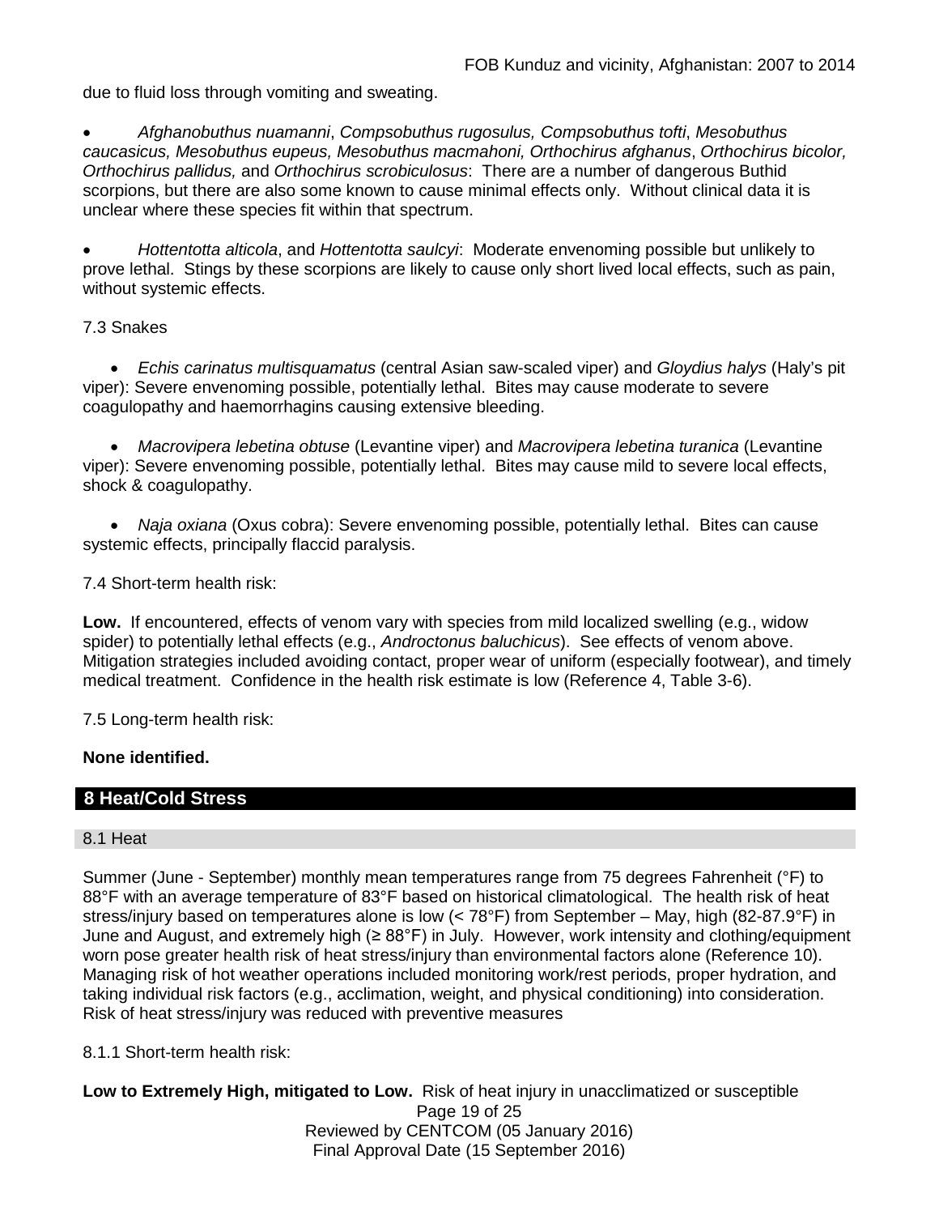due to fluid loss through vomiting and sweating.

- *Afghanobuthus nuamanni*, *Compsobuthus rugosulus, Compsobuthus tofti*, *Mesobuthus caucasicus, Mesobuthus eupeus, Mesobuthus macmahoni, Orthochirus afghanus*, *Orthochirus bicolor, Orthochirus pallidus,* and *Orthochirus scrobiculosus*: There are a number of dangerous Buthid scorpions, but there are also some known to cause minimal effects only. Without clinical data it is unclear where these species fit within that spectrum.

- *Hottentotta alticola*, and *Hottentotta saulcyi*: Moderate envenoming possible but unlikely to prove lethal. Stings by these scorpions are likely to cause only short lived local effects, such as pain, without systemic effects.

7.3 Snakes

- *Echis carinatus multisquamatus* (central Asian saw-scaled viper) and *Gloydius halys* (Haly's pit viper): Severe envenoming possible, potentially lethal. Bites may cause moderate to severe coagulopathy and haemorrhagins causing extensive bleeding.

- *Macrovipera lebetina obtuse* (Levantine viper) and *Macrovipera lebetina turanica* (Levantine viper): Severe envenoming possible, potentially lethal. Bites may cause mild to severe local effects, shock & coagulopathy.

- *Naja oxiana* (Oxus cobra): Severe envenoming possible, potentially lethal. Bites can cause systemic effects, principally flaccid paralysis.

7.4 Short-term health risk:

**Low.** If encountered, effects of venom vary with species from mild localized swelling (e.g., widow spider) to potentially lethal effects (e.g., *Androctonus baluchicus*). See effects of venom above. Mitigation strategies included avoiding contact, proper wear of uniform (especially footwear), and timely medical treatment. Confidence in the health risk estimate is low (Reference 4, Table 3-6).

7.5 Long-term health risk:

**None identified.**

## 8 Heat/Cold Stress

### 8.1 Heat

Summer (June - September) monthly mean temperatures range from 75 degrees Fahrenheit (°F) to 88°F with an average temperature of 83°F based on historical climatological. The health risk of heat stress/injury based on temperatures alone is low (< 78°F) from September – May, high (82-87.9°F) in June and August, and extremely high (≥ 88°F) in July. However, work intensity and clothing/equipment worn pose greater health risk of heat stress/injury than environmental factors alone (Reference 10). Managing risk of hot weather operations included monitoring work/rest periods, proper hydration, and taking individual risk factors (e.g., acclimation, weight, and physical conditioning) into consideration. Risk of heat stress/injury was reduced with preventive measures

8.1.1 Short-term health risk:

**Low to Extremely High, mitigated to Low.** Risk of heat injury in unacclimatized or susceptible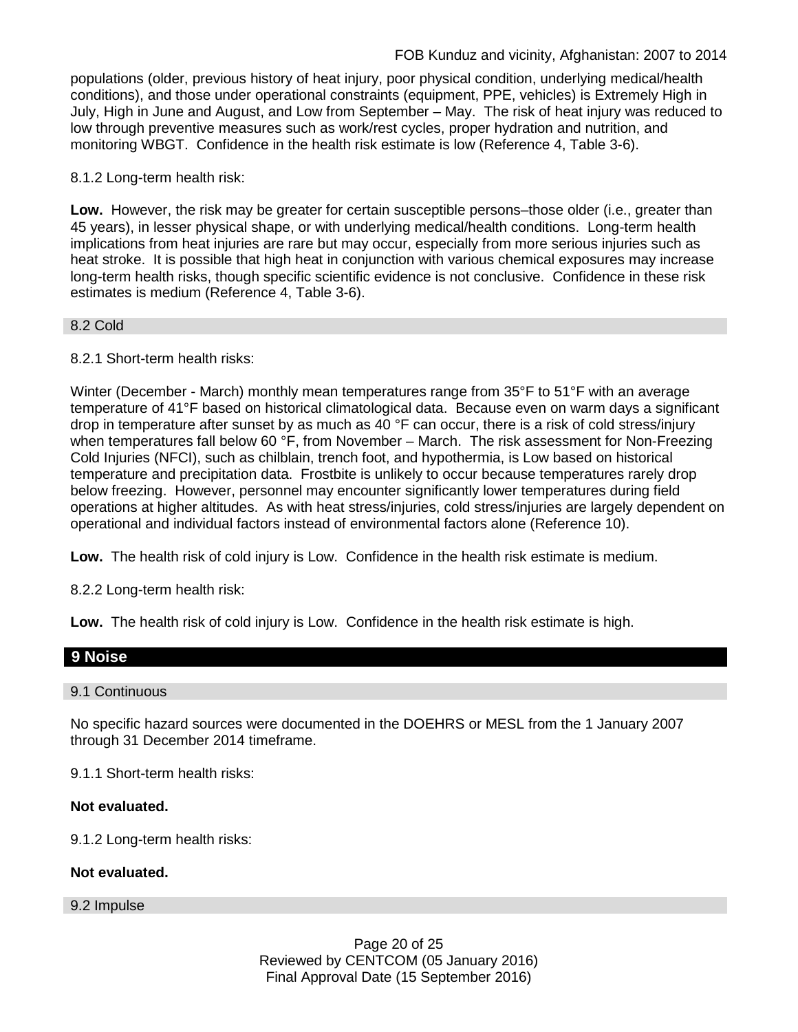populations (older, previous history of heat injury, poor physical condition, underlying medical/health conditions), and those under operational constraints (equipment, PPE, vehicles) is Extremely High in July, High in June and August, and Low from September – May. The risk of heat injury was reduced to low through preventive measures such as work/rest cycles, proper hydration and nutrition, and monitoring WBGT. Confidence in the health risk estimate is low (Reference 4, Table 3-6).

8.1.2 Long-term health risk:

**Low.** However, the risk may be greater for certain susceptible persons–those older (i.e., greater than 45 years), in lesser physical shape, or with underlying medical/health conditions. Long-term health implications from heat injuries are rare but may occur, especially from more serious injuries such as heat stroke. It is possible that high heat in conjunction with various chemical exposures may increase long-term health risks, though specific scientific evidence is not conclusive. Confidence in these risk estimates is medium (Reference 4, Table 3-6).

### 8.2 Cold

8.2.1 Short-term health risks:

Winter (December - March) monthly mean temperatures range from 35°F to 51°F with an average temperature of 41°F based on historical climatological data. Because even on warm days a significant drop in temperature after sunset by as much as 40 °F can occur, there is a risk of cold stress/injury when temperatures fall below 60 °F, from November – March. The risk assessment for Non-Freezing Cold Injuries (NFCI), such as chilblain, trench foot, and hypothermia, is Low based on historical temperature and precipitation data. Frostbite is unlikely to occur because temperatures rarely drop below freezing. However, personnel may encounter significantly lower temperatures during field operations at higher altitudes. As with heat stress/injuries, cold stress/injuries are largely dependent on operational and individual factors instead of environmental factors alone (Reference 10).

**Low.** The health risk of cold injury is Low. Confidence in the health risk estimate is medium.

8.2.2 Long-term health risk:

**Low.** The health risk of cold injury is Low. Confidence in the health risk estimate is high.

## 9 Noise

### 9.1 Continuous

No specific hazard sources were documented in the DOEHRS or MESL from the 1 January 2007 through 31 December 2014 timeframe.

9.1.1 Short-term health risks:

**Not evaluated.**

9.1.2 Long-term health risks:

**Not evaluated.**

### 9.2 Impulse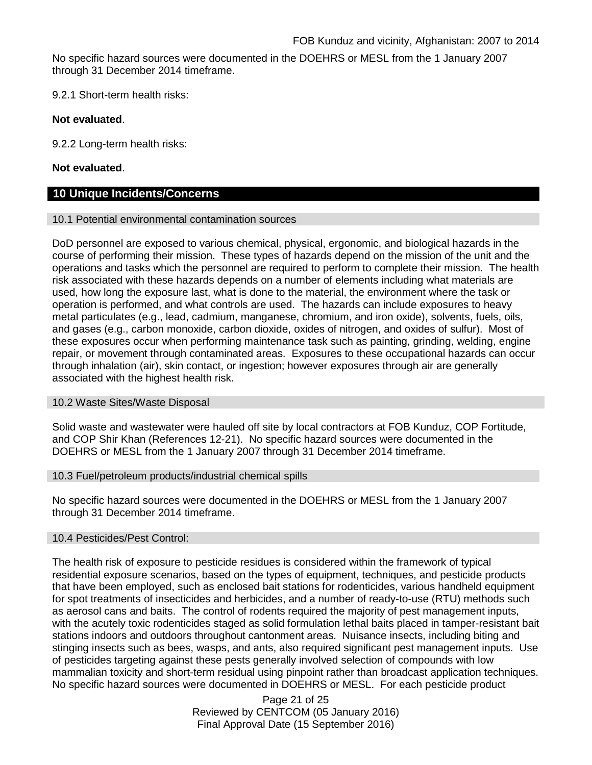No specific hazard sources were documented in the DOEHRS or MESL from the 1 January 2007 through 31 December 2014 timeframe.

9.2.1 Short-term health risks:

**Not evaluated**.

9.2.2 Long-term health risks:

**Not evaluated**.

## 10 Unique Incidents/Concerns

### 10.1 Potential environmental contamination sources

DoD personnel are exposed to various chemical, physical, ergonomic, and biological hazards in the course of performing their mission. These types of hazards depend on the mission of the unit and the operations and tasks which the personnel are required to perform to complete their mission. The health risk associated with these hazards depends on a number of elements including what materials are used, how long the exposure last, what is done to the material, the environment where the task or operation is performed, and what controls are used. The hazards can include exposures to heavy metal particulates (e.g., lead, cadmium, manganese, chromium, and iron oxide), solvents, fuels, oils, and gases (e.g., carbon monoxide, carbon dioxide, oxides of nitrogen, and oxides of sulfur). Most of these exposures occur when performing maintenance task such as painting, grinding, welding, engine repair, or movement through contaminated areas. Exposures to these occupational hazards can occur through inhalation (air), skin contact, or ingestion; however exposures through air are generally associated with the highest health risk.

### 10.2 Waste Sites/Waste Disposal

Solid waste and wastewater were hauled off site by local contractors at FOB Kunduz, COP Fortitude, and COP Shir Khan (References 12-21). No specific hazard sources were documented in the DOEHRS or MESL from the 1 January 2007 through 31 December 2014 timeframe.

### 10.3 Fuel/petroleum products/industrial chemical spills

No specific hazard sources were documented in the DOEHRS or MESL from the 1 January 2007 through 31 December 2014 timeframe.

### 10.4 Pesticides/Pest Control:

The health risk of exposure to pesticide residues is considered within the framework of typical residential exposure scenarios, based on the types of equipment, techniques, and pesticide products that have been employed, such as enclosed bait stations for rodenticides, various handheld equipment for spot treatments of insecticides and herbicides, and a number of ready-to-use (RTU) methods such as aerosol cans and baits. The control of rodents required the majority of pest management inputs, with the acutely toxic rodenticides staged as solid formulation lethal baits placed in tamper-resistant bait stations indoors and outdoors throughout cantonment areas. Nuisance insects, including biting and stinging insects such as bees, wasps, and ants, also required significant pest management inputs. Use of pesticides targeting against these pests generally involved selection of compounds with low mammalian toxicity and short-term residual using pinpoint rather than broadcast application techniques. No specific hazard sources were documented in DOEHRS or MESL. For each pesticide product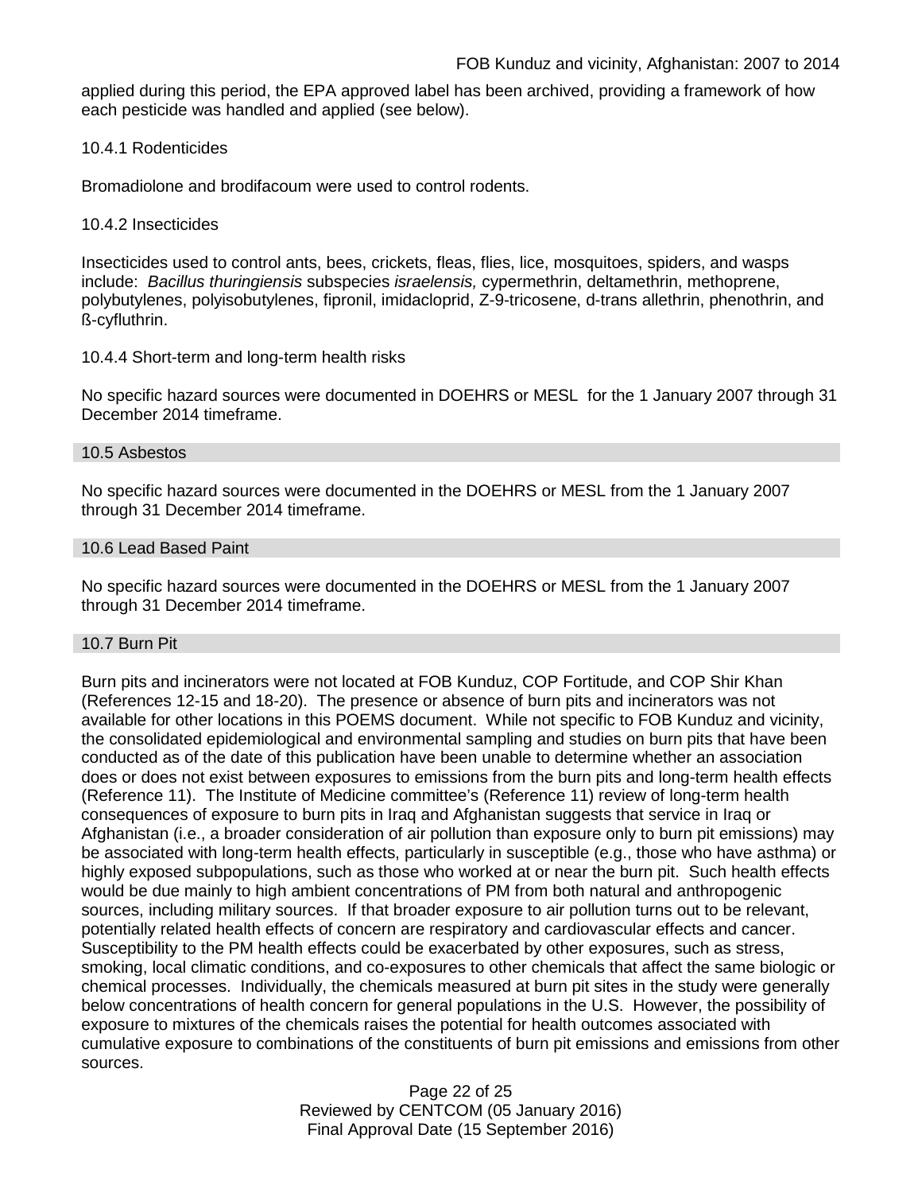applied during this period, the EPA approved label has been archived, providing a framework of how each pesticide was handled and applied (see below).

#### 10.4.1 Rodenticides

Bromadiolone and brodifacoum were used to control rodents.

#### 10.4.2 Insecticides

Insecticides used to control ants, bees, crickets, fleas, flies, lice, mosquitoes, spiders, and wasps include: *Bacillus thuringiensis* subspecies *israelensis,* cypermethrin, deltamethrin, methoprene, polybutylenes, polyisobutylenes, fipronil, imidacloprid, Z-9-tricosene, d-trans allethrin, phenothrin, and ß-cyfluthrin.

#### 10.4.4 Short-term and long-term health risks

No specific hazard sources were documented in DOEHRS or MESL for the 1 January 2007 through 31 December 2014 timeframe.

### 10.5 Asbestos

No specific hazard sources were documented in the DOEHRS or MESL from the 1 January 2007 through 31 December 2014 timeframe.

### 10.6 Lead Based Paint

No specific hazard sources were documented in the DOEHRS or MESL from the 1 January 2007 through 31 December 2014 timeframe.

### 10.7 Burn Pit

Burn pits and incinerators were not located at FOB Kunduz, COP Fortitude, and COP Shir Khan (References 12-15 and 18-20). The presence or absence of burn pits and incinerators was not available for other locations in this POEMS document. While not specific to FOB Kunduz and vicinity, the consolidated epidemiological and environmental sampling and studies on burn pits that have been conducted as of the date of this publication have been unable to determine whether an association does or does not exist between exposures to emissions from the burn pits and long-term health effects (Reference 11). The Institute of Medicine committee's (Reference 11) review of long-term health consequences of exposure to burn pits in Iraq and Afghanistan suggests that service in Iraq or Afghanistan (i.e., a broader consideration of air pollution than exposure only to burn pit emissions) may be associated with long-term health effects, particularly in susceptible (e.g., those who have asthma) or highly exposed subpopulations, such as those who worked at or near the burn pit. Such health effects would be due mainly to high ambient concentrations of PM from both natural and anthropogenic sources, including military sources. If that broader exposure to air pollution turns out to be relevant, potentially related health effects of concern are respiratory and cardiovascular effects and cancer. Susceptibility to the PM health effects could be exacerbated by other exposures, such as stress, smoking, local climatic conditions, and co-exposures to other chemicals that affect the same biologic or chemical processes. Individually, the chemicals measured at burn pit sites in the study were generally below concentrations of health concern for general populations in the U.S. However, the possibility of exposure to mixtures of the chemicals raises the potential for health outcomes associated with cumulative exposure to combinations of the constituents of burn pit emissions and emissions from other sources.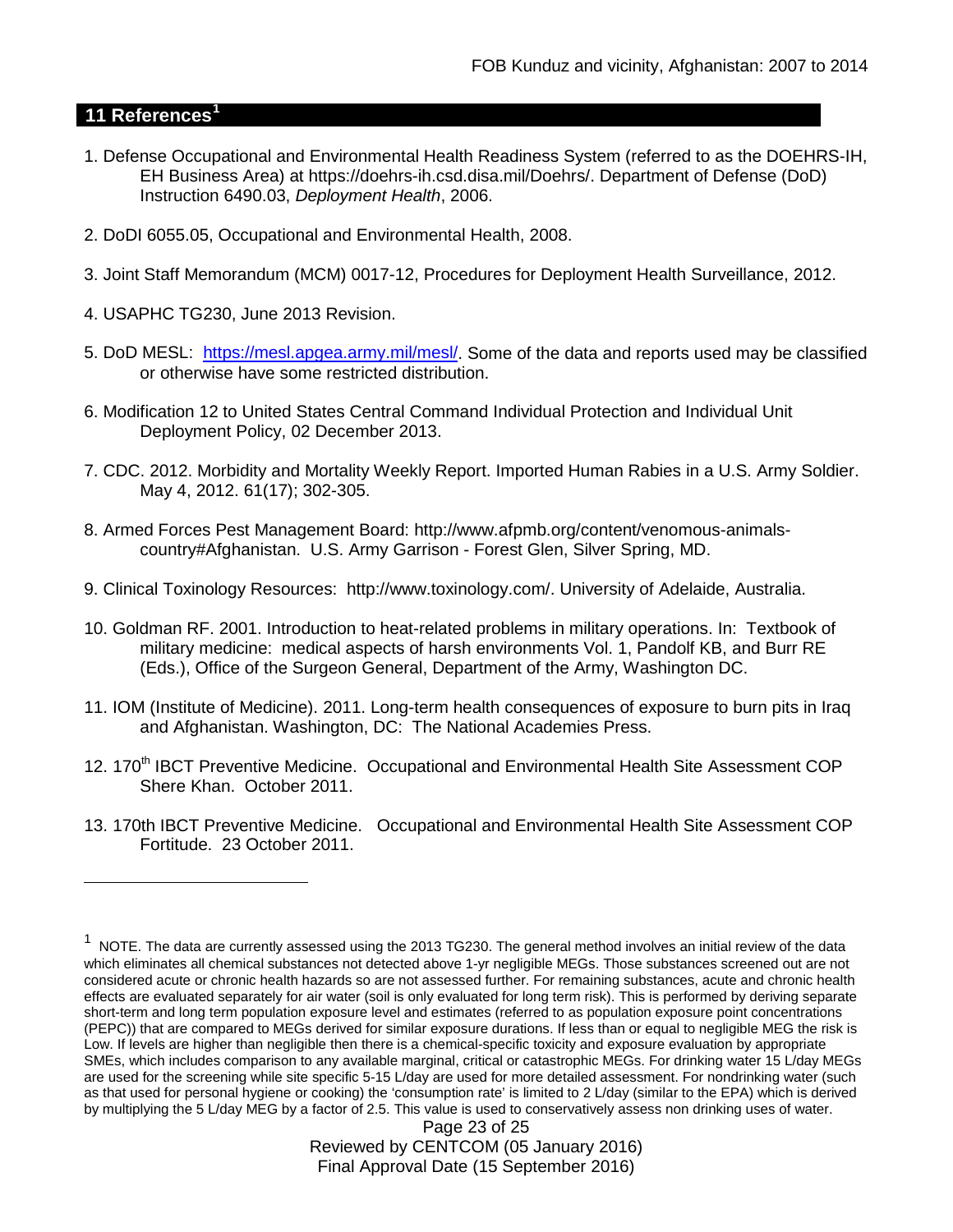## 11 References[1]

1. Defense Occupational and Environmental Health Readiness System (referred to as the DOEHRS-IH, EH Business Area) at https://doehrs-ih.csd.disa.mil/Doehrs/. Department of Defense (DoD) Instruction 6490.03, *Deployment Health*, 2006.

2. DoDI 6055.05, Occupational and Environmental Health, 2008.

3. Joint Staff Memorandum (MCM) 0017-12, Procedures for Deployment Health Surveillance, 2012.

4. USAPHC TG230, June 2013 Revision.

5. DoD MESL: https://mesl.apgea.army.mil/mesl/. Some of the data and reports used may be classified or otherwise have some restricted distribution.

6. Modification 12 to United States Central Command Individual Protection and Individual Unit Deployment Policy, 02 December 2013.

7. CDC. 2012. Morbidity and Mortality Weekly Report. Imported Human Rabies in a U.S. Army Soldier. May 4, 2012. 61(17); 302-305.

8. Armed Forces Pest Management Board: http://www.afpmb.org/content/venomous-animals-country#Afghanistan. U.S. Army Garrison - Forest Glen, Silver Spring, MD.

9. Clinical Toxinology Resources: http://www.toxinology.com/. University of Adelaide, Australia.

10. Goldman RF. 2001. Introduction to heat-related problems in military operations. In: Textbook of military medicine: medical aspects of harsh environments Vol. 1, Pandolf KB, and Burr RE (Eds.), Office of the Surgeon General, Department of the Army, Washington DC.

11. IOM (Institute of Medicine). 2011. Long-term health consequences of exposure to burn pits in Iraq and Afghanistan. Washington, DC: The National Academies Press.

12. 170th IBCT Preventive Medicine. Occupational and Environmental Health Site Assessment COP Shere Khan. October 2011.

13. 170th IBCT Preventive Medicine. Occupational and Environmental Health Site Assessment COP Fortitude. 23 October 2011.

---

[1] NOTE. The data are currently assessed using the 2013 TG230. The general method involves an initial review of the data which eliminates all chemical substances not detected above 1-yr negligible MEGs. Those substances screened out are not considered acute or chronic health hazards so are not assessed further. For remaining substances, acute and chronic health effects are evaluated separately for air water (soil is only evaluated for long term risk). This is performed by deriving separate short-term and long term population exposure level and estimates (referred to as population exposure point concentrations (PEPC)) that are compared to MEGs derived for similar exposure durations. If less than or equal to negligible MEG the risk is Low. If levels are higher than negligible then there is a chemical-specific toxicity and exposure evaluation by appropriate SMEs, which includes comparison to any available marginal, critical or catastrophic MEGs. For drinking water 15 L/day MEGs are used for the screening while site specific 5-15 L/day are used for more detailed assessment. For nondrinking water (such as that used for personal hygiene or cooking) the 'consumption rate' is limited to 2 L/day (similar to the EPA) which is derived by multiplying the 5 L/day MEG by a factor of 2.5. This value is used to conservatively assess non drinking uses of water.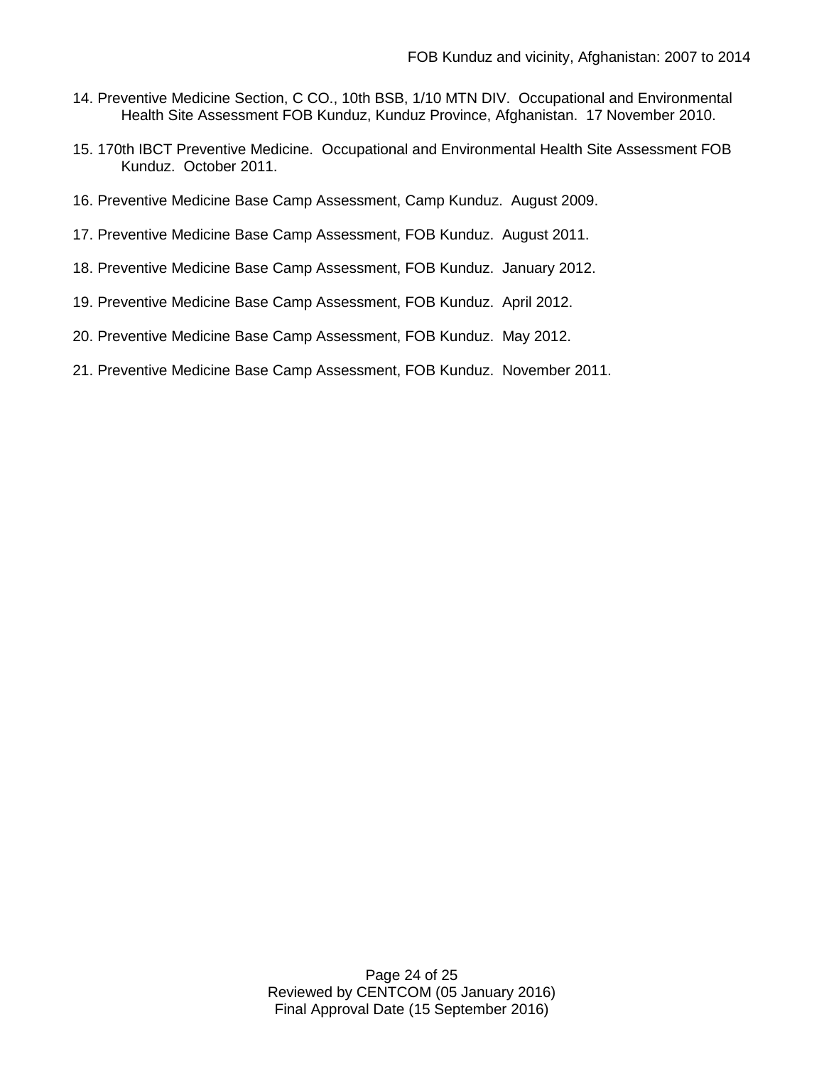14. Preventive Medicine Section, C CO., 10th BSB, 1/10 MTN DIV. Occupational and Environmental Health Site Assessment FOB Kunduz, Kunduz Province, Afghanistan. 17 November 2010.

15. 170th IBCT Preventive Medicine. Occupational and Environmental Health Site Assessment FOB Kunduz. October 2011.

16. Preventive Medicine Base Camp Assessment, Camp Kunduz. August 2009.

17. Preventive Medicine Base Camp Assessment, FOB Kunduz. August 2011.

18. Preventive Medicine Base Camp Assessment, FOB Kunduz. January 2012.

19. Preventive Medicine Base Camp Assessment, FOB Kunduz. April 2012.

20. Preventive Medicine Base Camp Assessment, FOB Kunduz. May 2012.

21. Preventive Medicine Base Camp Assessment, FOB Kunduz. November 2011.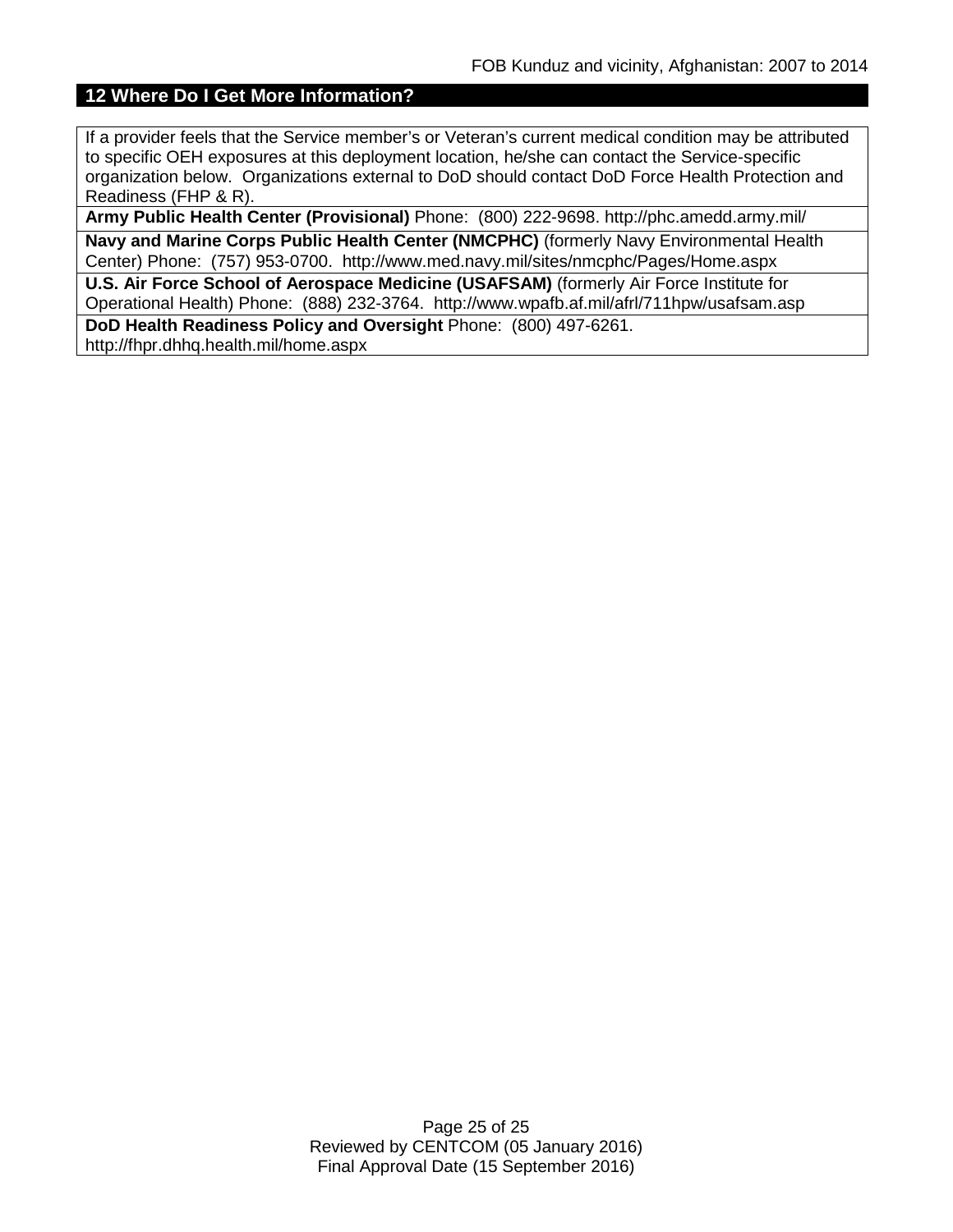## 12 Where Do I Get More Information?

| |
|---|
| If a provider feels that the Service member's or Veteran's current medical condition may be attributed to specific OEH exposures at this deployment location, he/she can contact the Service-specific organization below. Organizations external to DoD should contact DoD Force Health Protection and Readiness (FHP & R). |
| **Army Public Health Center (Provisional)** Phone: (800) 222-9698. http://phc.amedd.army.mil/ |
| **Navy and Marine Corps Public Health Center (NMCPHC)** (formerly Navy Environmental Health Center) Phone: (757) 953-0700. http://www.med.navy.mil/sites/nmcphc/Pages/Home.aspx |
| **U.S. Air Force School of Aerospace Medicine (USAFSAM)** (formerly Air Force Institute for Operational Health) Phone: (888) 232-3764. http://www.wpafb.af.mil/afrl/711hpw/usafsam.asp |
| **DoD Health Readiness Policy and Oversight** Phone: (800) 497-6261. http://fhpr.dhhq.health.mil/home.aspx |

Reviewed by CENTCOM (05 January 2016)
Final Approval Date (15 September 2016)